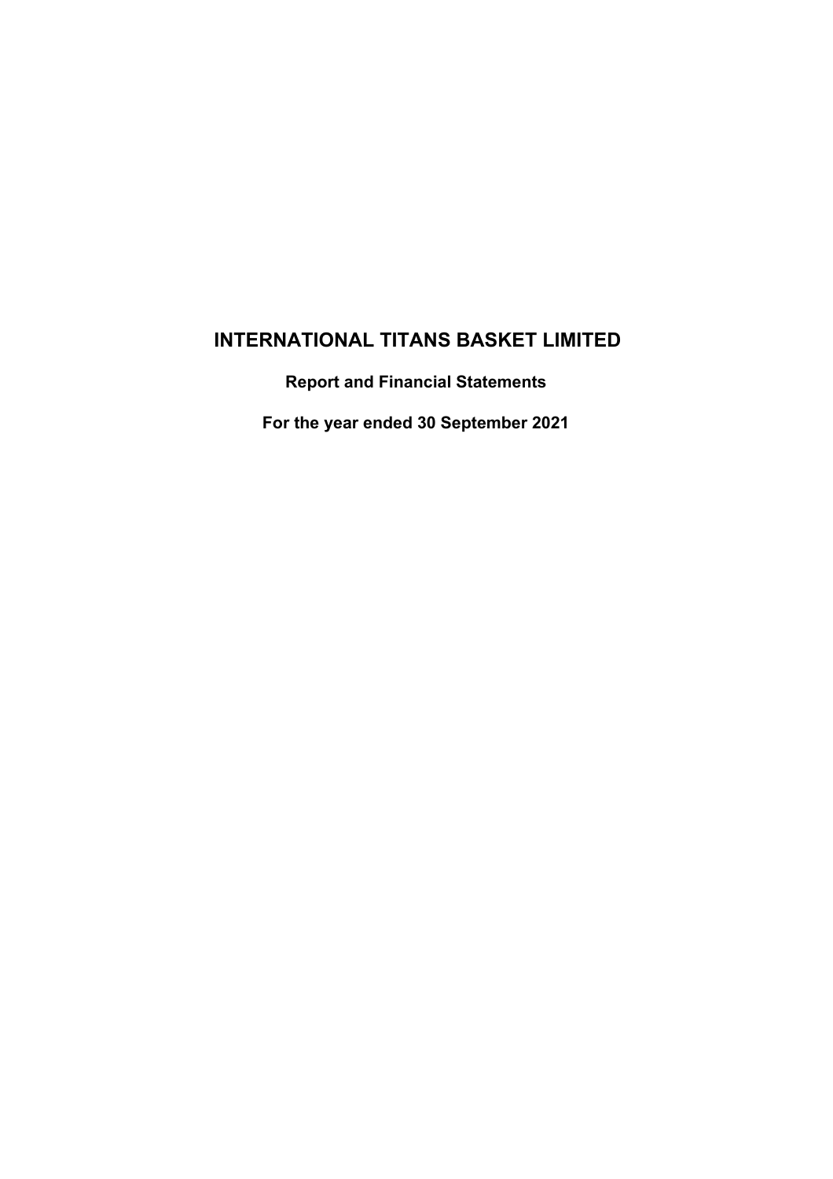# INTERNATIONAL TITANS BASKET LIMITED

## Report and Financial Statements

## For the year ended 30 September 2021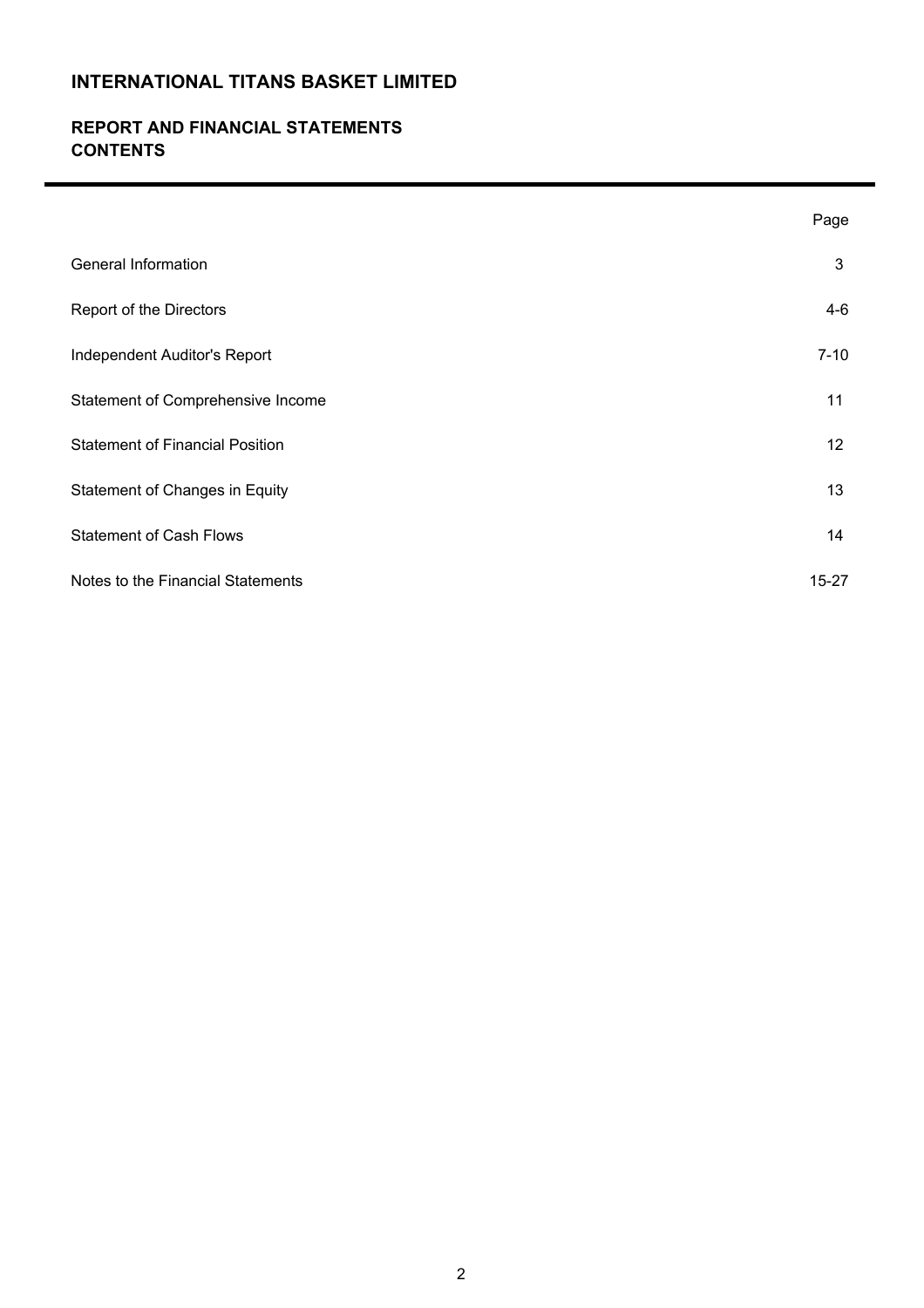# INTERNATIONAL TITANS BASKET LIMITED

## REPORT AND FINANCIAL STATEMENTS
## CONTENTS

| | Page |
|---|---|
| General Information | 3 |
| Report of the Directors | 4-6 |
| Independent Auditor's Report | 7-10 |
| Statement of Comprehensive Income | 11 |
| Statement of Financial Position | 12 |
| Statement of Changes in Equity | 13 |
| Statement of Cash Flows | 14 |
| Notes to the Financial Statements | 15-27 |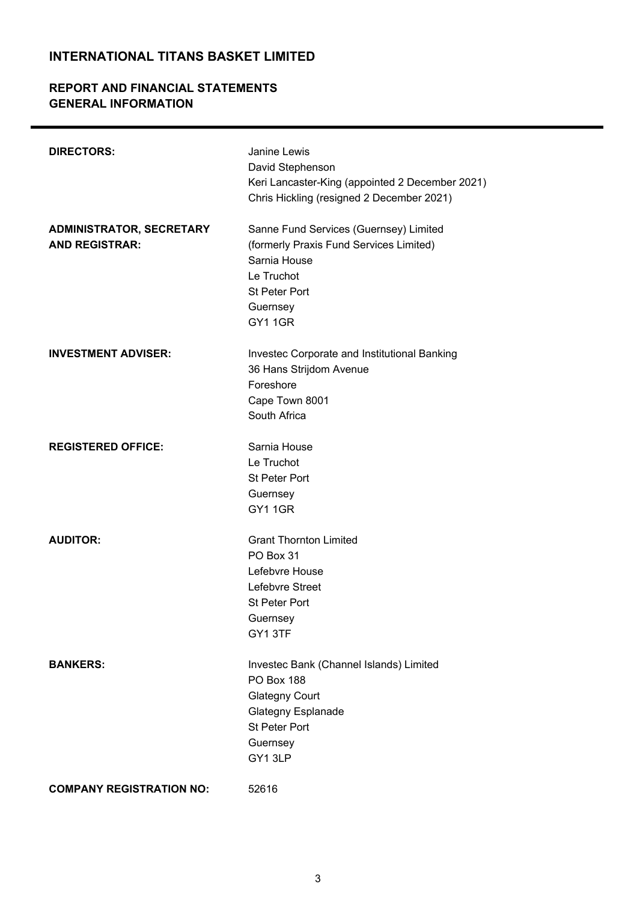# INTERNATIONAL TITANS BASKET LIMITED

## REPORT AND FINANCIAL STATEMENTS
## GENERAL INFORMATION

| | |
|---|---|
| **DIRECTORS:** | Janine Lewis<br>David Stephenson<br>Keri Lancaster-King (appointed 2 December 2021)<br>Chris Hickling (resigned 2 December 2021) |
| **ADMINISTRATOR, SECRETARY AND REGISTRAR:** | Sanne Fund Services (Guernsey) Limited<br>(formerly Praxis Fund Services Limited)<br>Sarnia House<br>Le Truchot<br>St Peter Port<br>Guernsey<br>GY1 1GR |
| **INVESTMENT ADVISER:** | Investec Corporate and Institutional Banking<br>36 Hans Strijdom Avenue<br>Foreshore<br>Cape Town 8001<br>South Africa |
| **REGISTERED OFFICE:** | Sarnia House<br>Le Truchot<br>St Peter Port<br>Guernsey<br>GY1 1GR |
| **AUDITOR:** | Grant Thornton Limited<br>PO Box 31<br>Lefebvre House<br>Lefebvre Street<br>St Peter Port<br>Guernsey<br>GY1 3TF |
| **BANKERS:** | Investec Bank (Channel Islands) Limited<br>PO Box 188<br>Glategny Court<br>Glategny Esplanade<br>St Peter Port<br>Guernsey<br>GY1 3LP |
| **COMPANY REGISTRATION NO:** | 52616 |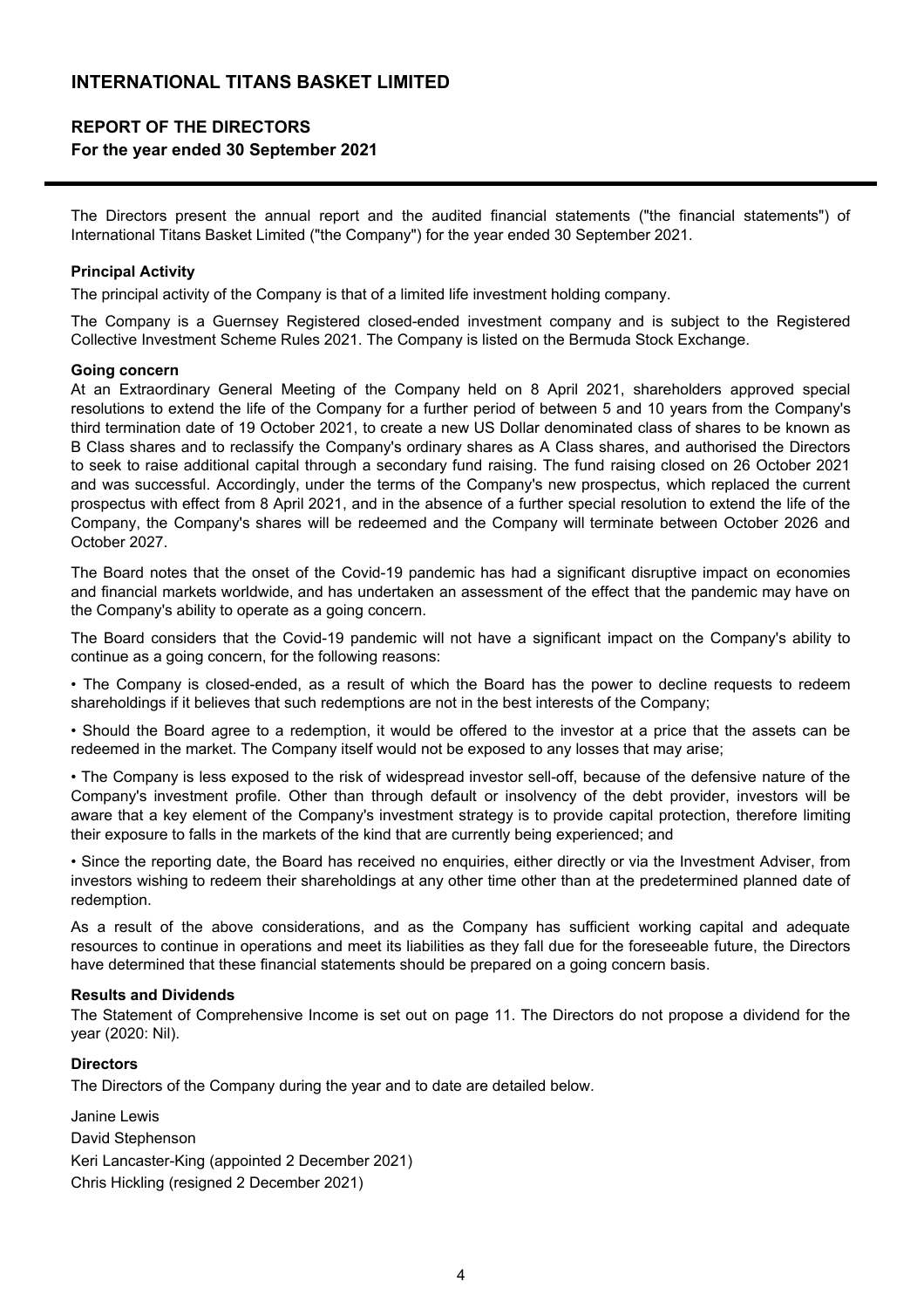# INTERNATIONAL TITANS BASKET LIMITED

## REPORT OF THE DIRECTORS
### For the year ended 30 September 2021

The Directors present the annual report and the audited financial statements ("the financial statements") of International Titans Basket Limited ("the Company") for the year ended 30 September 2021.

**Principal Activity**

The principal activity of the Company is that of a limited life investment holding company.

The Company is a Guernsey Registered closed-ended investment company and is subject to the Registered Collective Investment Scheme Rules 2021. The Company is listed on the Bermuda Stock Exchange.

**Going concern**

At an Extraordinary General Meeting of the Company held on 8 April 2021, shareholders approved special resolutions to extend the life of the Company for a further period of between 5 and 10 years from the Company's third termination date of 19 October 2021, to create a new US Dollar denominated class of shares to be known as B Class shares and to reclassify the Company's ordinary shares as A Class shares, and authorised the Directors to seek to raise additional capital through a secondary fund raising. The fund raising closed on 26 October 2021 and was successful. Accordingly, under the terms of the Company's new prospectus, which replaced the current prospectus with effect from 8 April 2021, and in the absence of a further special resolution to extend the life of the Company, the Company's shares will be redeemed and the Company will terminate between October 2026 and October 2027.

The Board notes that the onset of the Covid-19 pandemic has had a significant disruptive impact on economies and financial markets worldwide, and has undertaken an assessment of the effect that the pandemic may have on the Company's ability to operate as a going concern.

The Board considers that the Covid-19 pandemic will not have a significant impact on the Company's ability to continue as a going concern, for the following reasons:

- The Company is closed-ended, as a result of which the Board has the power to decline requests to redeem shareholdings if it believes that such redemptions are not in the best interests of the Company;
- Should the Board agree to a redemption, it would be offered to the investor at a price that the assets can be redeemed in the market. The Company itself would not be exposed to any losses that may arise;
- The Company is less exposed to the risk of widespread investor sell-off, because of the defensive nature of the Company's investment profile. Other than through default or insolvency of the debt provider, investors will be aware that a key element of the Company's investment strategy is to provide capital protection, therefore limiting their exposure to falls in the markets of the kind that are currently being experienced; and
- Since the reporting date, the Board has received no enquiries, either directly or via the Investment Adviser, from investors wishing to redeem their shareholdings at any other time other than at the predetermined planned date of redemption.

As a result of the above considerations, and as the Company has sufficient working capital and adequate resources to continue in operations and meet its liabilities as they fall due for the foreseeable future, the Directors have determined that these financial statements should be prepared on a going concern basis.

**Results and Dividends**

The Statement of Comprehensive Income is set out on page 11. The Directors do not propose a dividend for the year (2020: Nil).

**Directors**

The Directors of the Company during the year and to date are detailed below.

Janine Lewis
David Stephenson
Keri Lancaster-King (appointed 2 December 2021)
Chris Hickling (resigned 2 December 2021)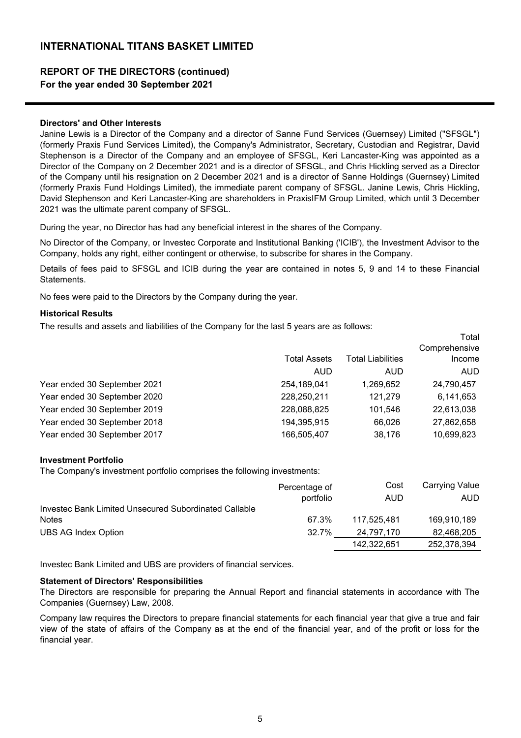# INTERNATIONAL TITANS BASKET LIMITED

## REPORT OF THE DIRECTORS (continued)
### For the year ended 30 September 2021

**Directors' and Other Interests**

Janine Lewis is a Director of the Company and a director of Sanne Fund Services (Guernsey) Limited ("SFSGL") (formerly Praxis Fund Services Limited), the Company's Administrator, Secretary, Custodian and Registrar, David Stephenson is a Director of the Company and an employee of SFSGL, Keri Lancaster-King was appointed as a Director of the Company on 2 December 2021 and is a director of SFSGL, and Chris Hickling served as a Director of the Company until his resignation on 2 December 2021 and is a director of Sanne Holdings (Guernsey) Limited (formerly Praxis Fund Holdings Limited), the immediate parent company of SFSGL. Janine Lewis, Chris Hickling, David Stephenson and Keri Lancaster-King are shareholders in PraxisIFM Group Limited, which until 3 December 2021 was the ultimate parent company of SFSGL.

During the year, no Director has had any beneficial interest in the shares of the Company.

No Director of the Company, or Investec Corporate and Institutional Banking ('ICIB'), the Investment Advisor to the Company, holds any right, either contingent or otherwise, to subscribe for shares in the Company.

Details of fees paid to SFSGL and ICIB during the year are contained in notes 5, 9 and 14 to these Financial Statements.

No fees were paid to the Directors by the Company during the year.

**Historical Results**

The results and assets and liabilities of the Company for the last 5 years are as follows:

| | Total Assets | Total Liabilities | Total Comprehensive Income |
|---|---|---|---|
| | AUD | AUD | AUD |
| Year ended 30 September 2021 | 254,189,041 | 1,269,652 | 24,790,457 |
| Year ended 30 September 2020 | 228,250,211 | 121,279 | 6,141,653 |
| Year ended 30 September 2019 | 228,088,825 | 101,546 | 22,613,038 |
| Year ended 30 September 2018 | 194,395,915 | 66,026 | 27,862,658 |
| Year ended 30 September 2017 | 166,505,407 | 38,176 | 10,699,823 |

**Investment Portfolio**

The Company's investment portfolio comprises the following investments:

| | Percentage of portfolio | Cost AUD | Carrying Value AUD |
|---|---|---|---|
| Investec Bank Limited Unsecured Subordinated Callable Notes | 67.3% | 117,525,481 | 169,910,189 |
| UBS AG Index Option | 32.7% | 24,797,170 | 82,468,205 |
| | | 142,322,651 | 252,378,394 |

Investec Bank Limited and UBS are providers of financial services.

**Statement of Directors' Responsibilities**

The Directors are responsible for preparing the Annual Report and financial statements in accordance with The Companies (Guernsey) Law, 2008.

Company law requires the Directors to prepare financial statements for each financial year that give a true and fair view of the state of affairs of the Company as at the end of the financial year, and of the profit or loss for the financial year.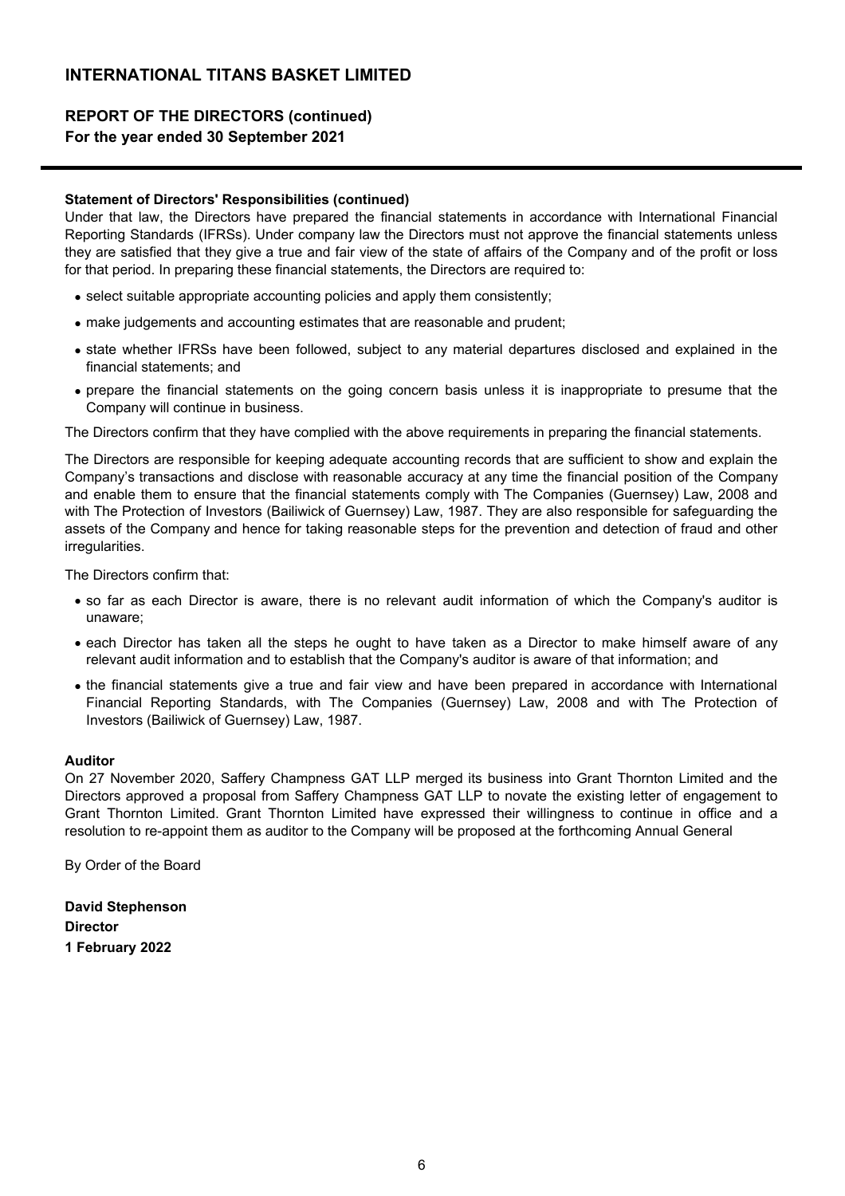# INTERNATIONAL TITANS BASKET LIMITED

## REPORT OF THE DIRECTORS (continued)
**For the year ended 30 September 2021**

**Statement of Directors' Responsibilities (continued)**

Under that law, the Directors have prepared the financial statements in accordance with International Financial Reporting Standards (IFRSs). Under company law the Directors must not approve the financial statements unless they are satisfied that they give a true and fair view of the state of affairs of the Company and of the profit or loss for that period. In preparing these financial statements, the Directors are required to:

- select suitable appropriate accounting policies and apply them consistently;
- make judgements and accounting estimates that are reasonable and prudent;
- state whether IFRSs have been followed, subject to any material departures disclosed and explained in the financial statements; and
- prepare the financial statements on the going concern basis unless it is inappropriate to presume that the Company will continue in business.

The Directors confirm that they have complied with the above requirements in preparing the financial statements.

The Directors are responsible for keeping adequate accounting records that are sufficient to show and explain the Company's transactions and disclose with reasonable accuracy at any time the financial position of the Company and enable them to ensure that the financial statements comply with The Companies (Guernsey) Law, 2008 and with The Protection of Investors (Bailiwick of Guernsey) Law, 1987. They are also responsible for safeguarding the assets of the Company and hence for taking reasonable steps for the prevention and detection of fraud and other irregularities.

The Directors confirm that:

- so far as each Director is aware, there is no relevant audit information of which the Company's auditor is unaware;
- each Director has taken all the steps he ought to have taken as a Director to make himself aware of any relevant audit information and to establish that the Company's auditor is aware of that information; and
- the financial statements give a true and fair view and have been prepared in accordance with International Financial Reporting Standards, with The Companies (Guernsey) Law, 2008 and with The Protection of Investors (Bailiwick of Guernsey) Law, 1987.

**Auditor**

On 27 November 2020, Saffery Champness GAT LLP merged its business into Grant Thornton Limited and the Directors approved a proposal from Saffery Champness GAT LLP to novate the existing letter of engagement to Grant Thornton Limited. Grant Thornton Limited have expressed their willingness to continue in office and a resolution to re-appoint them as auditor to the Company will be proposed at the forthcoming Annual General

By Order of the Board

**David Stephenson**
**Director**
**1 February 2022**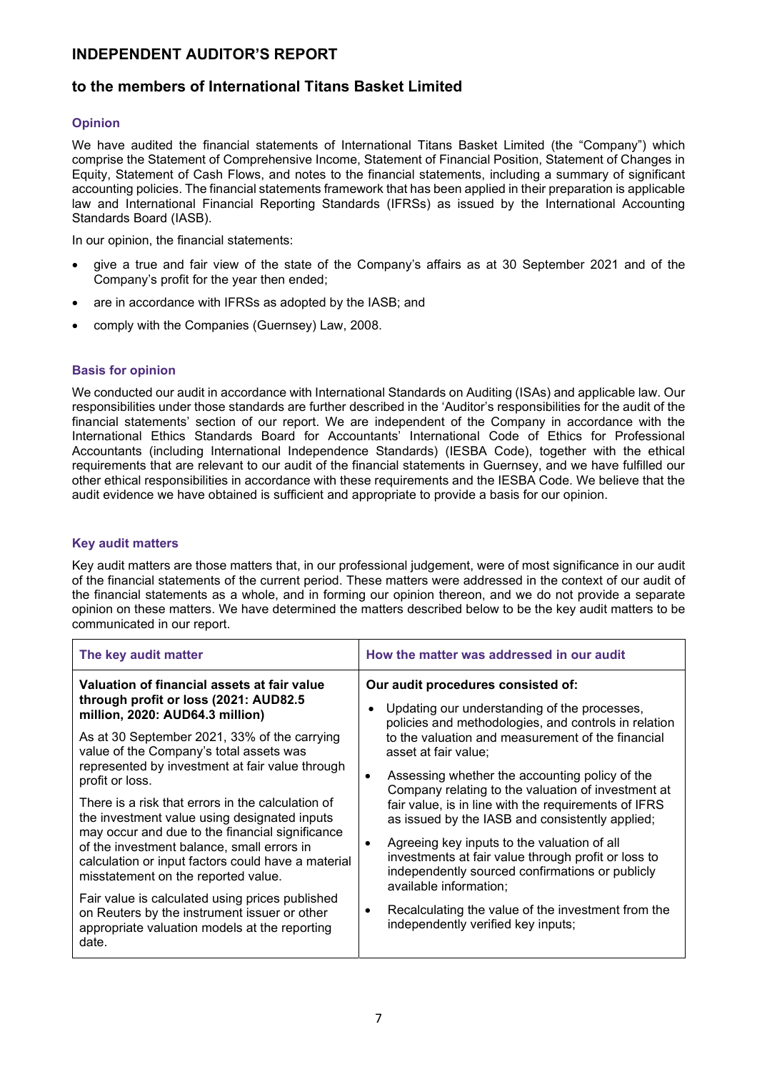# INDEPENDENT AUDITOR'S REPORT

## to the members of International Titans Basket Limited

### Opinion

We have audited the financial statements of International Titans Basket Limited (the "Company") which comprise the Statement of Comprehensive Income, Statement of Financial Position, Statement of Changes in Equity, Statement of Cash Flows, and notes to the financial statements, including a summary of significant accounting policies. The financial statements framework that has been applied in their preparation is applicable law and International Financial Reporting Standards (IFRSs) as issued by the International Accounting Standards Board (IASB).

In our opinion, the financial statements:

- give a true and fair view of the state of the Company's affairs as at 30 September 2021 and of the Company's profit for the year then ended;
- are in accordance with IFRSs as adopted by the IASB; and
- comply with the Companies (Guernsey) Law, 2008.

### Basis for opinion

We conducted our audit in accordance with International Standards on Auditing (ISAs) and applicable law. Our responsibilities under those standards are further described in the 'Auditor's responsibilities for the audit of the financial statements' section of our report. We are independent of the Company in accordance with the International Ethics Standards Board for Accountants' International Code of Ethics for Professional Accountants (including International Independence Standards) (IESBA Code), together with the ethical requirements that are relevant to our audit of the financial statements in Guernsey, and we have fulfilled our other ethical responsibilities in accordance with these requirements and the IESBA Code. We believe that the audit evidence we have obtained is sufficient and appropriate to provide a basis for our opinion.

### Key audit matters

Key audit matters are those matters that, in our professional judgement, were of most significance in our audit of the financial statements of the current period. These matters were addressed in the context of our audit of the financial statements as a whole, and in forming our opinion thereon, and we do not provide a separate opinion on these matters. We have determined the matters described below to be the key audit matters to be communicated in our report.

| The key audit matter | How the matter was addressed in our audit |
|---|---|
| **Valuation of financial assets at fair value through profit or loss (2021: AUD82.5 million, 2020: AUD64.3 million)**<br><br>As at 30 September 2021, 33% of the carrying value of the Company's total assets was represented by investment at fair value through profit or loss.<br><br>There is a risk that errors in the calculation of the investment value using designated inputs may occur and due to the financial significance of the investment balance, small errors in calculation or input factors could have a material misstatement on the reported value.<br><br>Fair value is calculated using prices published on Reuters by the instrument issuer or other appropriate valuation models at the reporting date. | **Our audit procedures consisted of:**<br><br>• Updating our understanding of the processes, policies and methodologies, and controls in relation to the valuation and measurement of the financial asset at fair value;<br><br>• Assessing whether the accounting policy of the Company relating to the valuation of investment at fair value, is in line with the requirements of IFRS as issued by the IASB and consistently applied;<br><br>• Agreeing key inputs to the valuation of all investments at fair value through profit or loss to independently sourced confirmations or publicly available information;<br><br>• Recalculating the value of the investment from the independently verified key inputs; |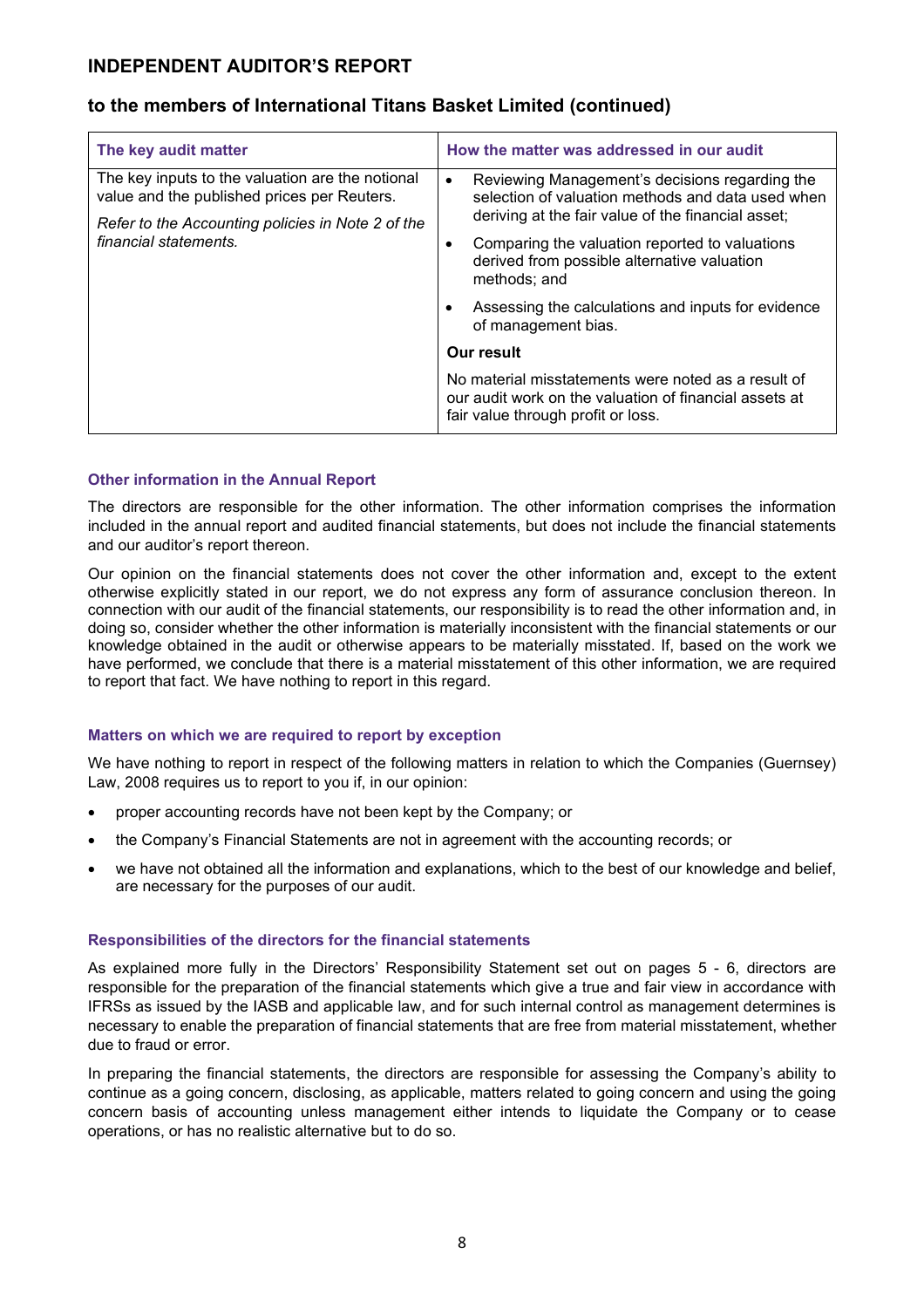# INDEPENDENT AUDITOR'S REPORT

## to the members of International Titans Basket Limited (continued)

| The key audit matter | How the matter was addressed in our audit |
|---|---|
| The key inputs to the valuation are the notional value and the published prices per Reuters.<br><br>*Refer to the Accounting policies in Note 2 of the financial statements.* | • Reviewing Management's decisions regarding the selection of valuation methods and data used when deriving at the fair value of the financial asset;<br>• Comparing the valuation reported to valuations derived from possible alternative valuation methods; and<br>• Assessing the calculations and inputs for evidence of management bias.<br><br>**Our result**<br><br>No material misstatements were noted as a result of our audit work on the valuation of financial assets at fair value through profit or loss. |

### Other information in the Annual Report

The directors are responsible for the other information. The other information comprises the information included in the annual report and audited financial statements, but does not include the financial statements and our auditor's report thereon.

Our opinion on the financial statements does not cover the other information and, except to the extent otherwise explicitly stated in our report, we do not express any form of assurance conclusion thereon. In connection with our audit of the financial statements, our responsibility is to read the other information and, in doing so, consider whether the other information is materially inconsistent with the financial statements or our knowledge obtained in the audit or otherwise appears to be materially misstated. If, based on the work we have performed, we conclude that there is a material misstatement of this other information, we are required to report that fact. We have nothing to report in this regard.

### Matters on which we are required to report by exception

We have nothing to report in respect of the following matters in relation to which the Companies (Guernsey) Law, 2008 requires us to report to you if, in our opinion:

- proper accounting records have not been kept by the Company; or
- the Company's Financial Statements are not in agreement with the accounting records; or
- we have not obtained all the information and explanations, which to the best of our knowledge and belief, are necessary for the purposes of our audit.

### Responsibilities of the directors for the financial statements

As explained more fully in the Directors' Responsibility Statement set out on pages 5 - 6, directors are responsible for the preparation of the financial statements which give a true and fair view in accordance with IFRSs as issued by the IASB and applicable law, and for such internal control as management determines is necessary to enable the preparation of financial statements that are free from material misstatement, whether due to fraud or error.

In preparing the financial statements, the directors are responsible for assessing the Company's ability to continue as a going concern, disclosing, as applicable, matters related to going concern and using the going concern basis of accounting unless management either intends to liquidate the Company or to cease operations, or has no realistic alternative but to do so.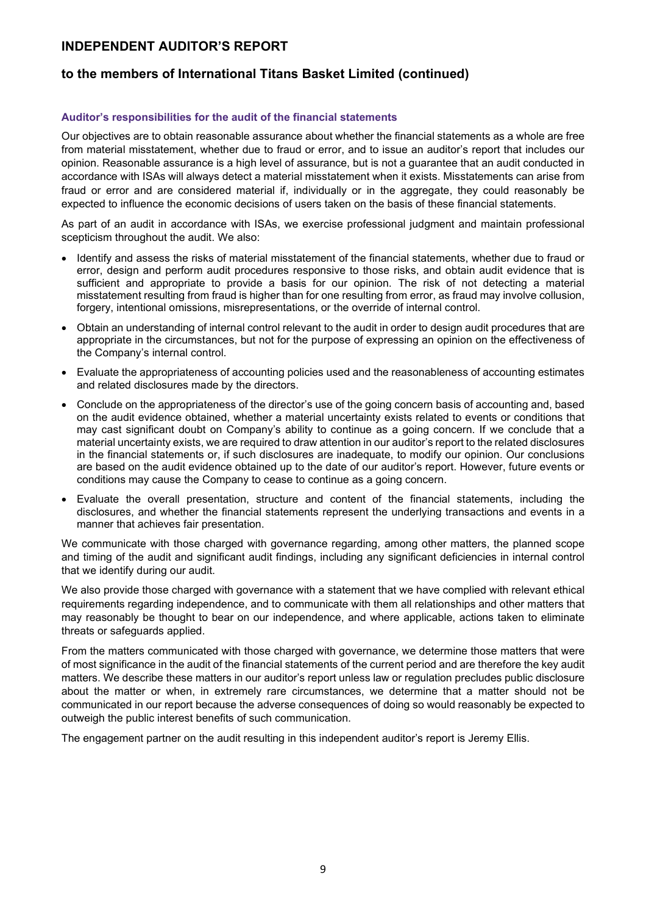# INDEPENDENT AUDITOR'S REPORT

## to the members of International Titans Basket Limited (continued)

### Auditor's responsibilities for the audit of the financial statements

Our objectives are to obtain reasonable assurance about whether the financial statements as a whole are free from material misstatement, whether due to fraud or error, and to issue an auditor's report that includes our opinion. Reasonable assurance is a high level of assurance, but is not a guarantee that an audit conducted in accordance with ISAs will always detect a material misstatement when it exists. Misstatements can arise from fraud or error and are considered material if, individually or in the aggregate, they could reasonably be expected to influence the economic decisions of users taken on the basis of these financial statements.

As part of an audit in accordance with ISAs, we exercise professional judgment and maintain professional scepticism throughout the audit. We also:

- Identify and assess the risks of material misstatement of the financial statements, whether due to fraud or error, design and perform audit procedures responsive to those risks, and obtain audit evidence that is sufficient and appropriate to provide a basis for our opinion. The risk of not detecting a material misstatement resulting from fraud is higher than for one resulting from error, as fraud may involve collusion, forgery, intentional omissions, misrepresentations, or the override of internal control.
- Obtain an understanding of internal control relevant to the audit in order to design audit procedures that are appropriate in the circumstances, but not for the purpose of expressing an opinion on the effectiveness of the Company's internal control.
- Evaluate the appropriateness of accounting policies used and the reasonableness of accounting estimates and related disclosures made by the directors.
- Conclude on the appropriateness of the director's use of the going concern basis of accounting and, based on the audit evidence obtained, whether a material uncertainty exists related to events or conditions that may cast significant doubt on Company's ability to continue as a going concern. If we conclude that a material uncertainty exists, we are required to draw attention in our auditor's report to the related disclosures in the financial statements or, if such disclosures are inadequate, to modify our opinion. Our conclusions are based on the audit evidence obtained up to the date of our auditor's report. However, future events or conditions may cause the Company to cease to continue as a going concern.
- Evaluate the overall presentation, structure and content of the financial statements, including the disclosures, and whether the financial statements represent the underlying transactions and events in a manner that achieves fair presentation.

We communicate with those charged with governance regarding, among other matters, the planned scope and timing of the audit and significant audit findings, including any significant deficiencies in internal control that we identify during our audit.

We also provide those charged with governance with a statement that we have complied with relevant ethical requirements regarding independence, and to communicate with them all relationships and other matters that may reasonably be thought to bear on our independence, and where applicable, actions taken to eliminate threats or safeguards applied.

From the matters communicated with those charged with governance, we determine those matters that were of most significance in the audit of the financial statements of the current period and are therefore the key audit matters. We describe these matters in our auditor's report unless law or regulation precludes public disclosure about the matter or when, in extremely rare circumstances, we determine that a matter should not be communicated in our report because the adverse consequences of doing so would reasonably be expected to outweigh the public interest benefits of such communication.

The engagement partner on the audit resulting in this independent auditor's report is Jeremy Ellis.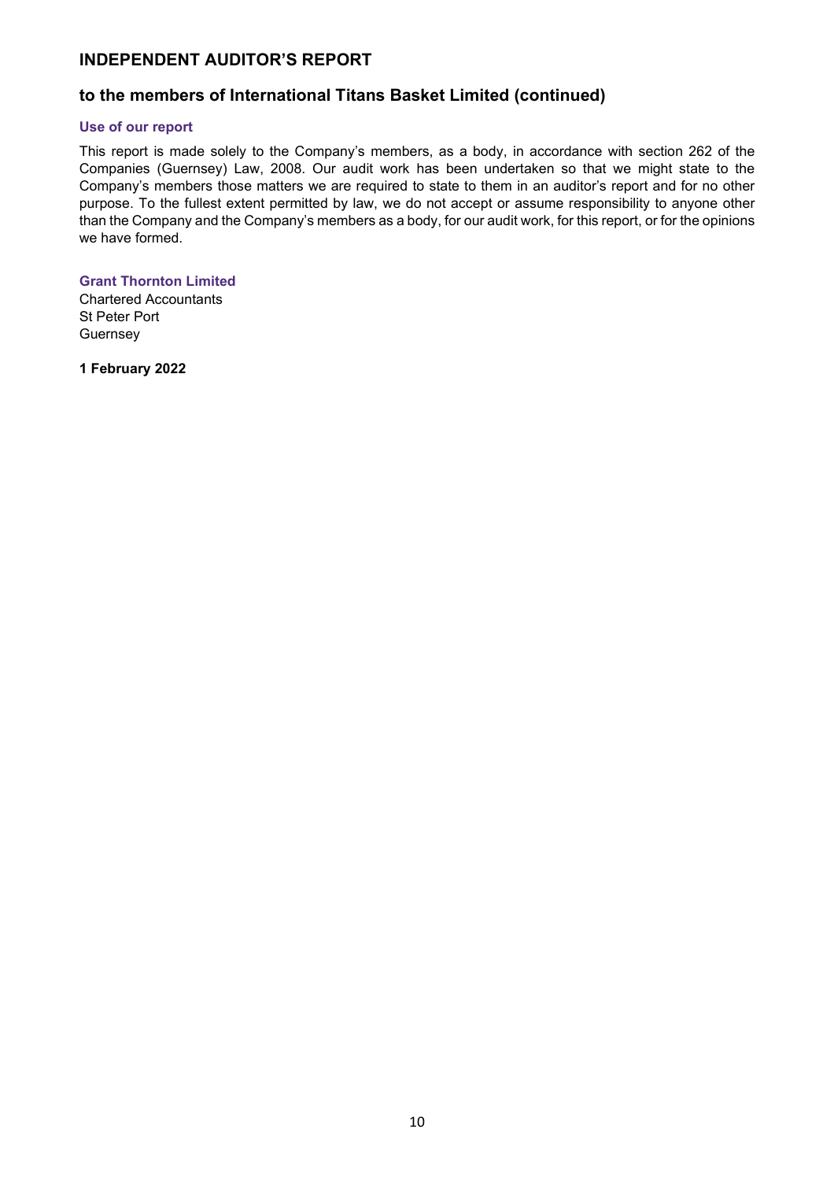# INDEPENDENT AUDITOR'S REPORT

## to the members of International Titans Basket Limited (continued)

### Use of our report

This report is made solely to the Company's members, as a body, in accordance with section 262 of the Companies (Guernsey) Law, 2008. Our audit work has been undertaken so that we might state to the Company's members those matters we are required to state to them in an auditor's report and for no other purpose. To the fullest extent permitted by law, we do not accept or assume responsibility to anyone other than the Company and the Company's members as a body, for our audit work, for this report, or for the opinions we have formed.

**Grant Thornton Limited**
Chartered Accountants
St Peter Port
Guernsey

**1 February 2022**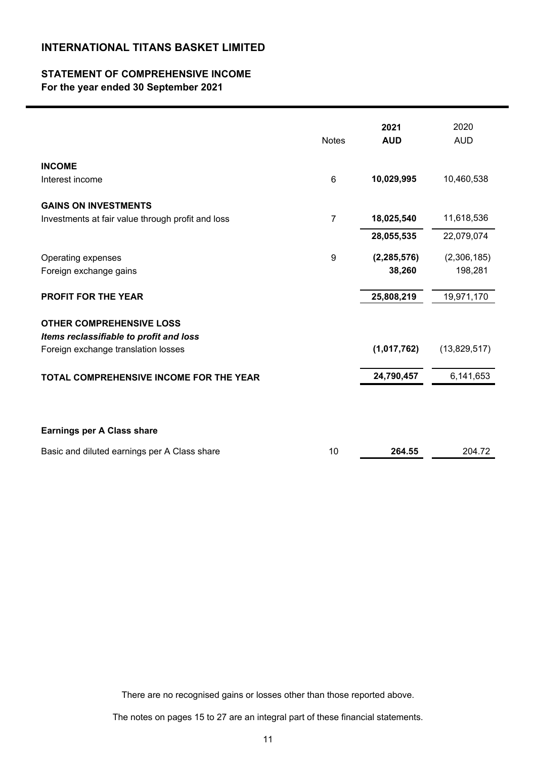# INTERNATIONAL TITANS BASKET LIMITED

## STATEMENT OF COMPREHENSIVE INCOME
**For the year ended 30 September 2021**

| | Notes | **2021 AUD** | 2020 AUD |
|---|---|---|---|
| **INCOME** | | | |
| Interest income | 6 | **10,029,995** | 10,460,538 |
| **GAINS ON INVESTMENTS** | | | |
| Investments at fair value through profit and loss | 7 | **18,025,540** | 11,618,536 |
| | | **28,055,535** | 22,079,074 |
| Operating expenses | 9 | **(2,285,576)** | (2,306,185) |
| Foreign exchange gains | | **38,260** | 198,281 |
| **PROFIT FOR THE YEAR** | | **25,808,219** | 19,971,170 |
| **OTHER COMPREHENSIVE LOSS** | | | |
| ***Items reclassifiable to profit and loss*** | | | |
| Foreign exchange translation losses | | **(1,017,762)** | (13,829,517) |
| **TOTAL COMPREHENSIVE INCOME FOR THE YEAR** | | **24,790,457** | 6,141,653 |
| **Earnings per A Class share** | | | |
| Basic and diluted earnings per A Class share | 10 | **264.55** | 204.72 |

There are no recognised gains or losses other than those reported above.

The notes on pages 15 to 27 are an integral part of these financial statements.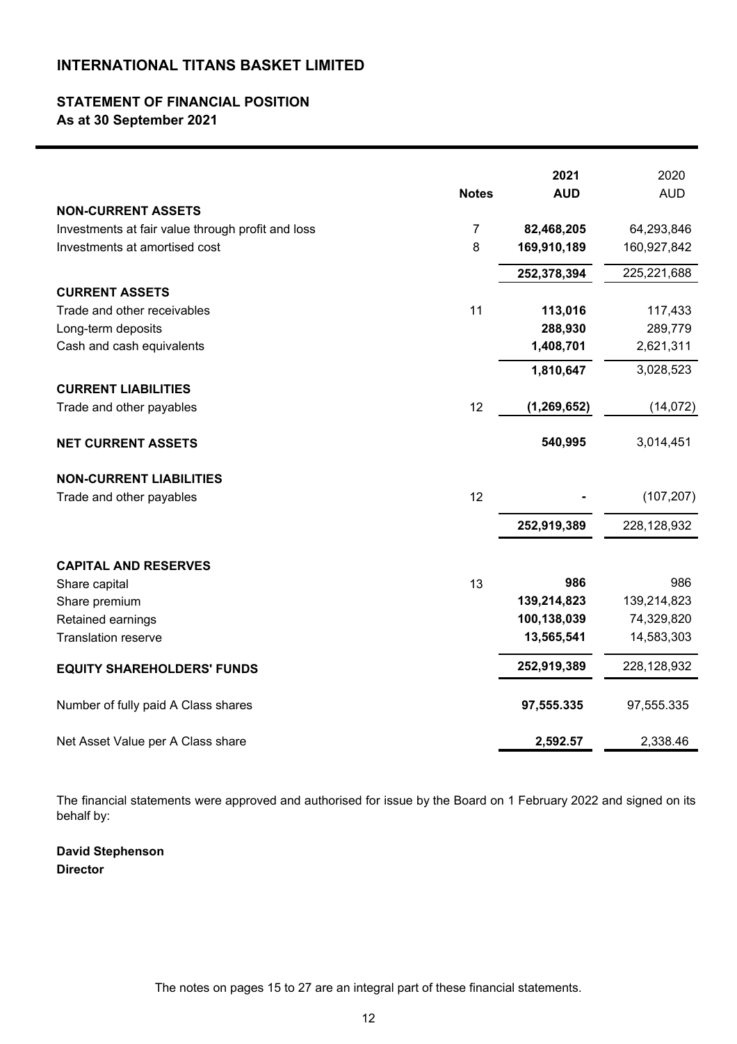# INTERNATIONAL TITANS BASKET LIMITED

## STATEMENT OF FINANCIAL POSITION

**As at 30 September 2021**

| | Notes | 2021 AUD | 2020 AUD |
|---|---|---|---|
| **NON-CURRENT ASSETS** | | | |
| Investments at fair value through profit and loss | 7 | **82,468,205** | 64,293,846 |
| Investments at amortised cost | 8 | **169,910,189** | 160,927,842 |
| | | **252,378,394** | 225,221,688 |
| **CURRENT ASSETS** | | | |
| Trade and other receivables | 11 | **113,016** | 117,433 |
| Long-term deposits | | **288,930** | 289,779 |
| Cash and cash equivalents | | **1,408,701** | 2,621,311 |
| | | **1,810,647** | 3,028,523 |
| **CURRENT LIABILITIES** | | | |
| Trade and other payables | 12 | **(1,269,652)** | (14,072) |
| **NET CURRENT ASSETS** | | **540,995** | 3,014,451 |
| **NON-CURRENT LIABILITIES** | | | |
| Trade and other payables | 12 | **-** | (107,207) |
| | | **252,919,389** | 228,128,932 |
| **CAPITAL AND RESERVES** | | | |
| Share capital | 13 | **986** | 986 |
| Share premium | | **139,214,823** | 139,214,823 |
| Retained earnings | | **100,138,039** | 74,329,820 |
| Translation reserve | | **13,565,541** | 14,583,303 |
| **EQUITY SHAREHOLDERS' FUNDS** | | **252,919,389** | 228,128,932 |
| Number of fully paid A Class shares | | **97,555.335** | 97,555.335 |
| Net Asset Value per A Class share | | **2,592.57** | 2,338.46 |

The financial statements were approved and authorised for issue by the Board on 1 February 2022 and signed on its behalf by:

**David Stephenson**
**Director**

The notes on pages 15 to 27 are an integral part of these financial statements.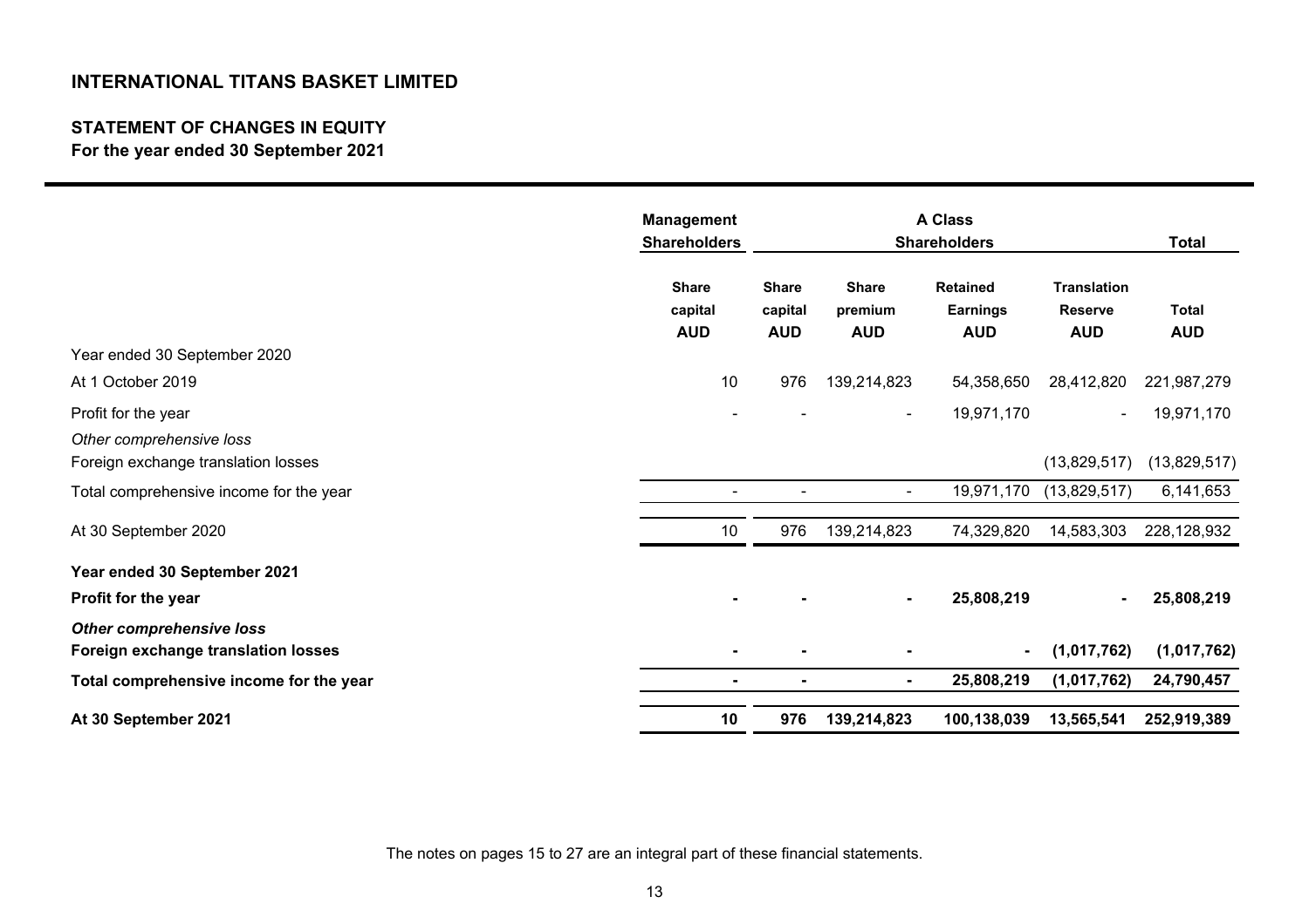# INTERNATIONAL TITANS BASKET LIMITED

## STATEMENT OF CHANGES IN EQUITY

**For the year ended 30 September 2021**

| | Management Shareholders | A Class Shareholders | | | | Total |
|---|---|---|---|---|---|---|
| | Share capital AUD | Share capital AUD | Share premium AUD | Retained Earnings AUD | Translation Reserve AUD | Total AUD |
| Year ended 30 September 2020 | | | | | | |
| At 1 October 2019 | 10 | 976 | 139,214,823 | 54,358,650 | 28,412,820 | 221,987,279 |
| Profit for the year | - | - | - | 19,971,170 | - | 19,971,170 |
| *Other comprehensive loss* | | | | | | |
| Foreign exchange translation losses | | | | | (13,829,517) | (13,829,517) |
| Total comprehensive income for the year | - | - | - | 19,971,170 | (13,829,517) | 6,141,653 |
| At 30 September 2020 | 10 | 976 | 139,214,823 | 74,329,820 | 14,583,303 | 228,128,932 |
| **Year ended 30 September 2021** | | | | | | |
| **Profit for the year** | **-** | **-** | **-** | **25,808,219** | **-** | **25,808,219** |
| ***Other comprehensive loss*** | | | | | | |
| **Foreign exchange translation losses** | **-** | **-** | **-** | **-** | **(1,017,762)** | **(1,017,762)** |
| **Total comprehensive income for the year** | **-** | **-** | **-** | **25,808,219** | **(1,017,762)** | **24,790,457** |
| **At 30 September 2021** | **10** | **976** | **139,214,823** | **100,138,039** | **13,565,541** | **252,919,389** |

The notes on pages 15 to 27 are an integral part of these financial statements.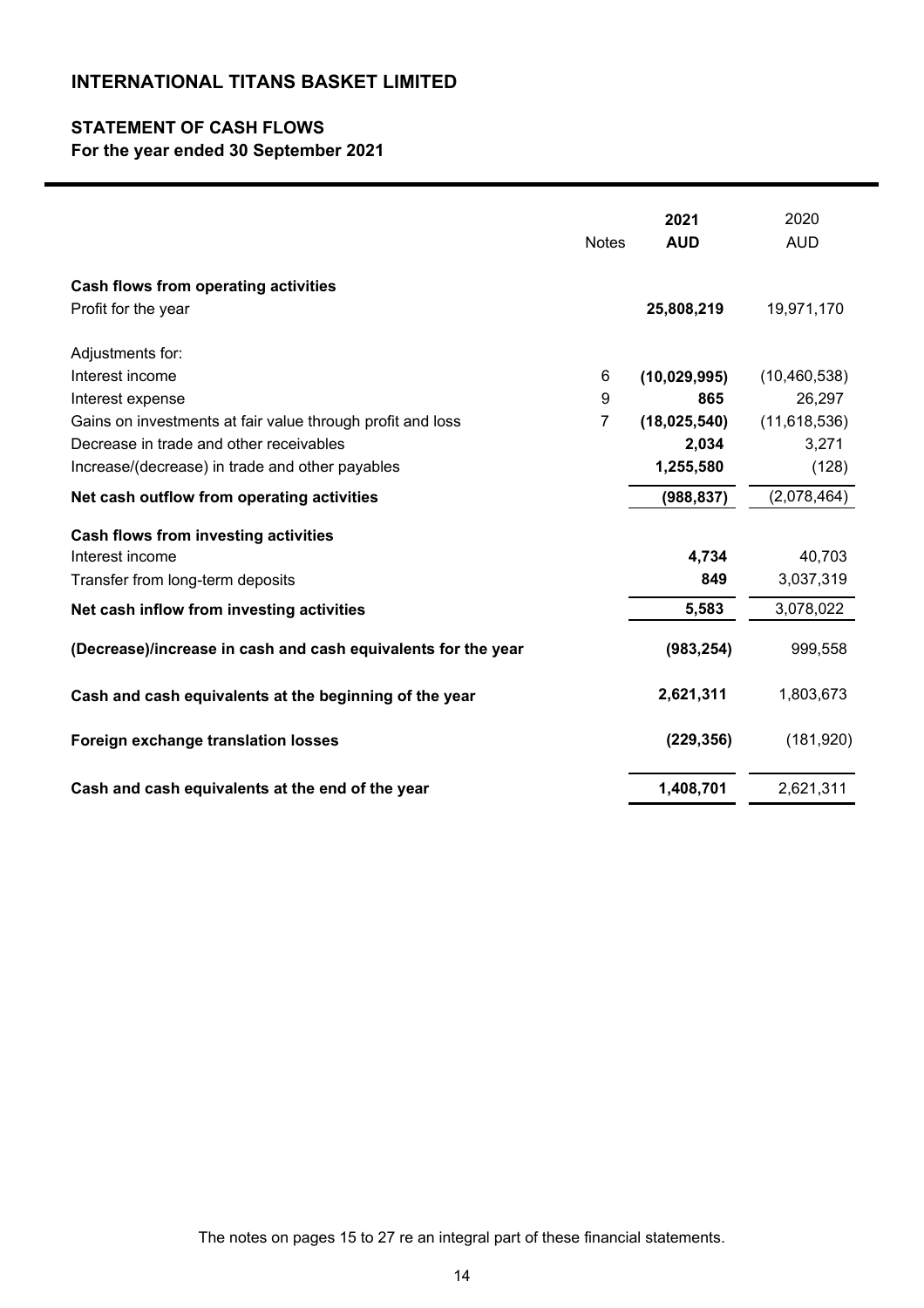# INTERNATIONAL TITANS BASKET LIMITED

## STATEMENT OF CASH FLOWS

**For the year ended 30 September 2021**

| | Notes | **2021 AUD** | 2020 AUD |
|---|---|---|---|
| **Cash flows from operating activities** | | | |
| Profit for the year | | **25,808,219** | 19,971,170 |
| Adjustments for: | | | |
| Interest income | 6 | **(10,029,995)** | (10,460,538) |
| Interest expense | 9 | **865** | 26,297 |
| Gains on investments at fair value through profit and loss | 7 | **(18,025,540)** | (11,618,536) |
| Decrease in trade and other receivables | | **2,034** | 3,271 |
| Increase/(decrease) in trade and other payables | | **1,255,580** | (128) |
| **Net cash outflow from operating activities** | | **(988,837)** | (2,078,464) |
| **Cash flows from investing activities** | | | |
| Interest income | | **4,734** | 40,703 |
| Transfer from long-term deposits | | **849** | 3,037,319 |
| **Net cash inflow from investing activities** | | **5,583** | 3,078,022 |
| **(Decrease)/increase in cash and cash equivalents for the year** | | **(983,254)** | 999,558 |
| **Cash and cash equivalents at the beginning of the year** | | **2,621,311** | 1,803,673 |
| **Foreign exchange translation losses** | | **(229,356)** | (181,920) |
| **Cash and cash equivalents at the end of the year** | | **1,408,701** | 2,621,311 |

The notes on pages 15 to 27 re an integral part of these financial statements.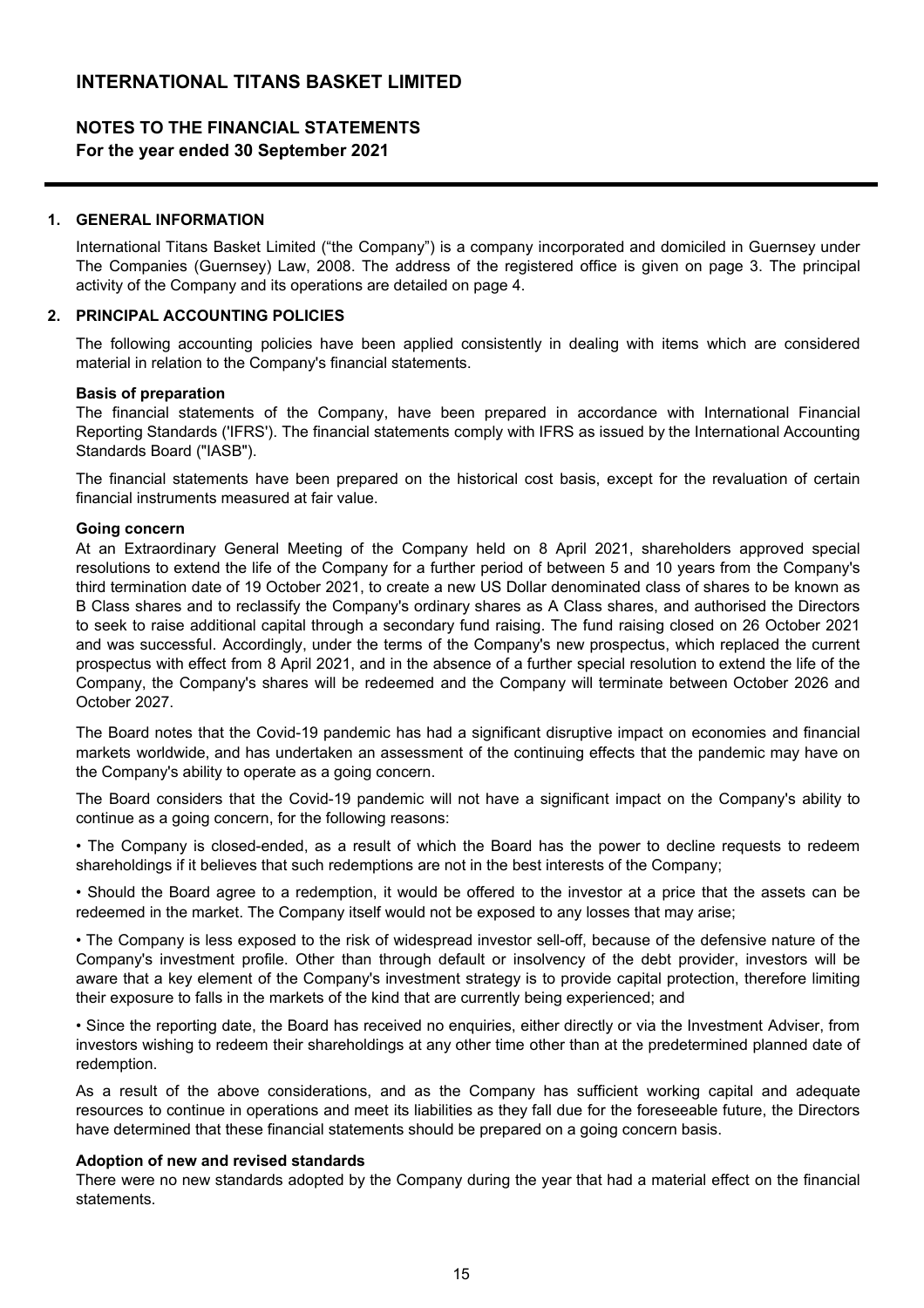# INTERNATIONAL TITANS BASKET LIMITED

## NOTES TO THE FINANCIAL STATEMENTS
**For the year ended 30 September 2021**

### 1. GENERAL INFORMATION

International Titans Basket Limited ("the Company") is a company incorporated and domiciled in Guernsey under The Companies (Guernsey) Law, 2008. The address of the registered office is given on page 3. The principal activity of the Company and its operations are detailed on page 4.

### 2. PRINCIPAL ACCOUNTING POLICIES

The following accounting policies have been applied consistently in dealing with items which are considered material in relation to the Company's financial statements.

**Basis of preparation**

The financial statements of the Company, have been prepared in accordance with International Financial Reporting Standards ('IFRS'). The financial statements comply with IFRS as issued by the International Accounting Standards Board ("IASB").

The financial statements have been prepared on the historical cost basis, except for the revaluation of certain financial instruments measured at fair value.

**Going concern**

At an Extraordinary General Meeting of the Company held on 8 April 2021, shareholders approved special resolutions to extend the life of the Company for a further period of between 5 and 10 years from the Company's third termination date of 19 October 2021, to create a new US Dollar denominated class of shares to be known as B Class shares and to reclassify the Company's ordinary shares as A Class shares, and authorised the Directors to seek to raise additional capital through a secondary fund raising. The fund raising closed on 26 October 2021 and was successful. Accordingly, under the terms of the Company's new prospectus, which replaced the current prospectus with effect from 8 April 2021, and in the absence of a further special resolution to extend the life of the Company, the Company's shares will be redeemed and the Company will terminate between October 2026 and October 2027.

The Board notes that the Covid-19 pandemic has had a significant disruptive impact on economies and financial markets worldwide, and has undertaken an assessment of the continuing effects that the pandemic may have on the Company's ability to operate as a going concern.

The Board considers that the Covid-19 pandemic will not have a significant impact on the Company's ability to continue as a going concern, for the following reasons:

• The Company is closed-ended, as a result of which the Board has the power to decline requests to redeem shareholdings if it believes that such redemptions are not in the best interests of the Company;

• Should the Board agree to a redemption, it would be offered to the investor at a price that the assets can be redeemed in the market. The Company itself would not be exposed to any losses that may arise;

• The Company is less exposed to the risk of widespread investor sell-off, because of the defensive nature of the Company's investment profile. Other than through default or insolvency of the debt provider, investors will be aware that a key element of the Company's investment strategy is to provide capital protection, therefore limiting their exposure to falls in the markets of the kind that are currently being experienced; and

• Since the reporting date, the Board has received no enquiries, either directly or via the Investment Adviser, from investors wishing to redeem their shareholdings at any other time other than at the predetermined planned date of redemption.

As a result of the above considerations, and as the Company has sufficient working capital and adequate resources to continue in operations and meet its liabilities as they fall due for the foreseeable future, the Directors have determined that these financial statements should be prepared on a going concern basis.

**Adoption of new and revised standards**

There were no new standards adopted by the Company during the year that had a material effect on the financial statements.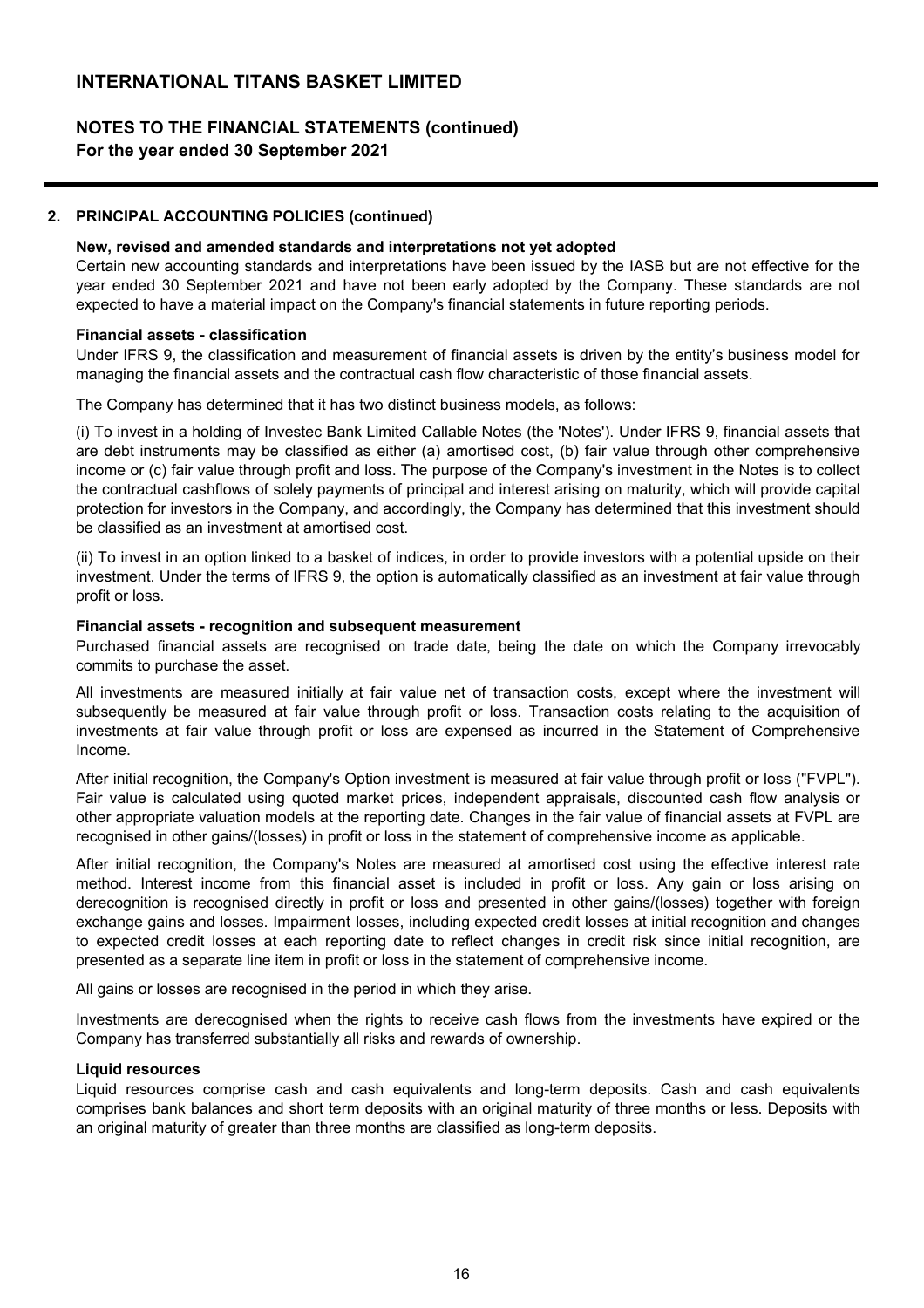# INTERNATIONAL TITANS BASKET LIMITED

## NOTES TO THE FINANCIAL STATEMENTS (continued)
**For the year ended 30 September 2021**

### 2. PRINCIPAL ACCOUNTING POLICIES (continued)

**New, revised and amended standards and interpretations not yet adopted**

Certain new accounting standards and interpretations have been issued by the IASB but are not effective for the year ended 30 September 2021 and have not been early adopted by the Company. These standards are not expected to have a material impact on the Company's financial statements in future reporting periods.

**Financial assets - classification**

Under IFRS 9, the classification and measurement of financial assets is driven by the entity's business model for managing the financial assets and the contractual cash flow characteristic of those financial assets.

The Company has determined that it has two distinct business models, as follows:

(i) To invest in a holding of Investec Bank Limited Callable Notes (the 'Notes'). Under IFRS 9, financial assets that are debt instruments may be classified as either (a) amortised cost, (b) fair value through other comprehensive income or (c) fair value through profit and loss. The purpose of the Company's investment in the Notes is to collect the contractual cashflows of solely payments of principal and interest arising on maturity, which will provide capital protection for investors in the Company, and accordingly, the Company has determined that this investment should be classified as an investment at amortised cost.

(ii) To invest in an option linked to a basket of indices, in order to provide investors with a potential upside on their investment. Under the terms of IFRS 9, the option is automatically classified as an investment at fair value through profit or loss.

**Financial assets - recognition and subsequent measurement**

Purchased financial assets are recognised on trade date, being the date on which the Company irrevocably commits to purchase the asset.

All investments are measured initially at fair value net of transaction costs, except where the investment will subsequently be measured at fair value through profit or loss. Transaction costs relating to the acquisition of investments at fair value through profit or loss are expensed as incurred in the Statement of Comprehensive Income.

After initial recognition, the Company's Option investment is measured at fair value through profit or loss ("FVPL"). Fair value is calculated using quoted market prices, independent appraisals, discounted cash flow analysis or other appropriate valuation models at the reporting date. Changes in the fair value of financial assets at FVPL are recognised in other gains/(losses) in profit or loss in the statement of comprehensive income as applicable.

After initial recognition, the Company's Notes are measured at amortised cost using the effective interest rate method. Interest income from this financial asset is included in profit or loss. Any gain or loss arising on derecognition is recognised directly in profit or loss and presented in other gains/(losses) together with foreign exchange gains and losses. Impairment losses, including expected credit losses at initial recognition and changes to expected credit losses at each reporting date to reflect changes in credit risk since initial recognition, are presented as a separate line item in profit or loss in the statement of comprehensive income.

All gains or losses are recognised in the period in which they arise.

Investments are derecognised when the rights to receive cash flows from the investments have expired or the Company has transferred substantially all risks and rewards of ownership.

**Liquid resources**

Liquid resources comprise cash and cash equivalents and long-term deposits. Cash and cash equivalents comprises bank balances and short term deposits with an original maturity of three months or less. Deposits with an original maturity of greater than three months are classified as long-term deposits.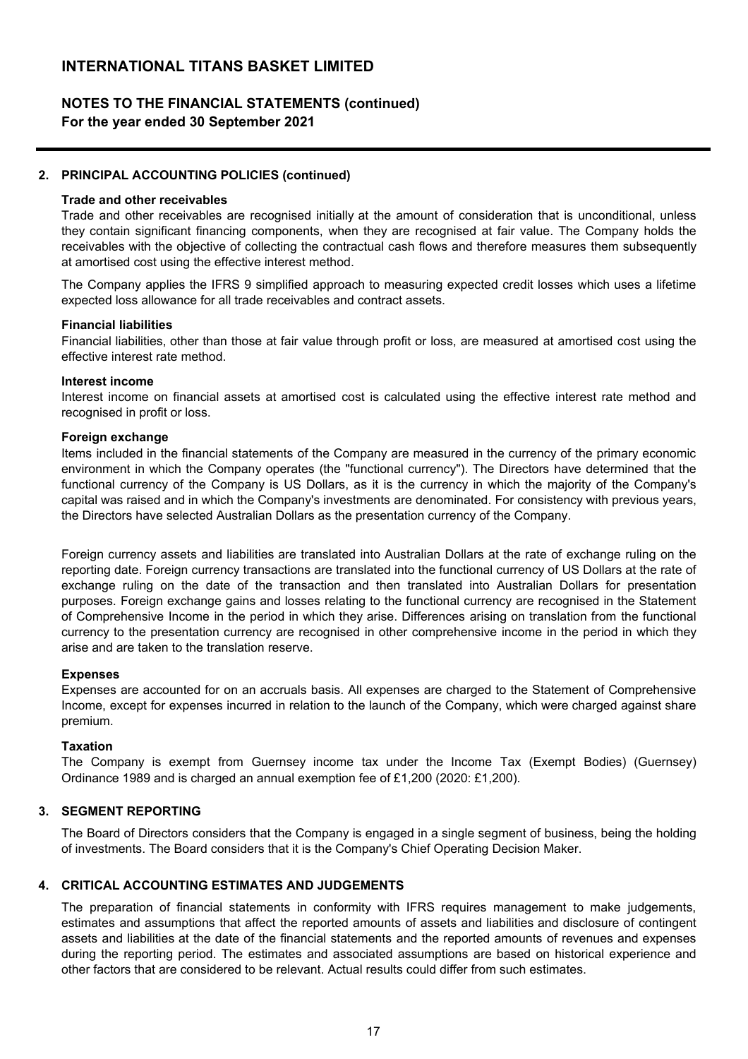## 2. PRINCIPAL ACCOUNTING POLICIES (continued)

**Trade and other receivables**

Trade and other receivables are recognised initially at the amount of consideration that is unconditional, unless they contain significant financing components, when they are recognised at fair value. The Company holds the receivables with the objective of collecting the contractual cash flows and therefore measures them subsequently at amortised cost using the effective interest method.

The Company applies the IFRS 9 simplified approach to measuring expected credit losses which uses a lifetime expected loss allowance for all trade receivables and contract assets.

**Financial liabilities**

Financial liabilities, other than those at fair value through profit or loss, are measured at amortised cost using the effective interest rate method.

**Interest income**

Interest income on financial assets at amortised cost is calculated using the effective interest rate method and recognised in profit or loss.

**Foreign exchange**

Items included in the financial statements of the Company are measured in the currency of the primary economic environment in which the Company operates (the "functional currency"). The Directors have determined that the functional currency of the Company is US Dollars, as it is the currency in which the majority of the Company's capital was raised and in which the Company's investments are denominated. For consistency with previous years, the Directors have selected Australian Dollars as the presentation currency of the Company.

Foreign currency assets and liabilities are translated into Australian Dollars at the rate of exchange ruling on the reporting date. Foreign currency transactions are translated into the functional currency of US Dollars at the rate of exchange ruling on the date of the transaction and then translated into Australian Dollars for presentation purposes. Foreign exchange gains and losses relating to the functional currency are recognised in the Statement of Comprehensive Income in the period in which they arise. Differences arising on translation from the functional currency to the presentation currency are recognised in other comprehensive income in the period in which they arise and are taken to the translation reserve.

**Expenses**

Expenses are accounted for on an accruals basis. All expenses are charged to the Statement of Comprehensive Income, except for expenses incurred in relation to the launch of the Company, which were charged against share premium.

**Taxation**

The Company is exempt from Guernsey income tax under the Income Tax (Exempt Bodies) (Guernsey) Ordinance 1989 and is charged an annual exemption fee of £1,200 (2020: £1,200).

## 3. SEGMENT REPORTING

The Board of Directors considers that the Company is engaged in a single segment of business, being the holding of investments. The Board considers that it is the Company's Chief Operating Decision Maker.

## 4. CRITICAL ACCOUNTING ESTIMATES AND JUDGEMENTS

The preparation of financial statements in conformity with IFRS requires management to make judgements, estimates and assumptions that affect the reported amounts of assets and liabilities and disclosure of contingent assets and liabilities at the date of the financial statements and the reported amounts of revenues and expenses during the reporting period. The estimates and associated assumptions are based on historical experience and other factors that are considered to be relevant. Actual results could differ from such estimates.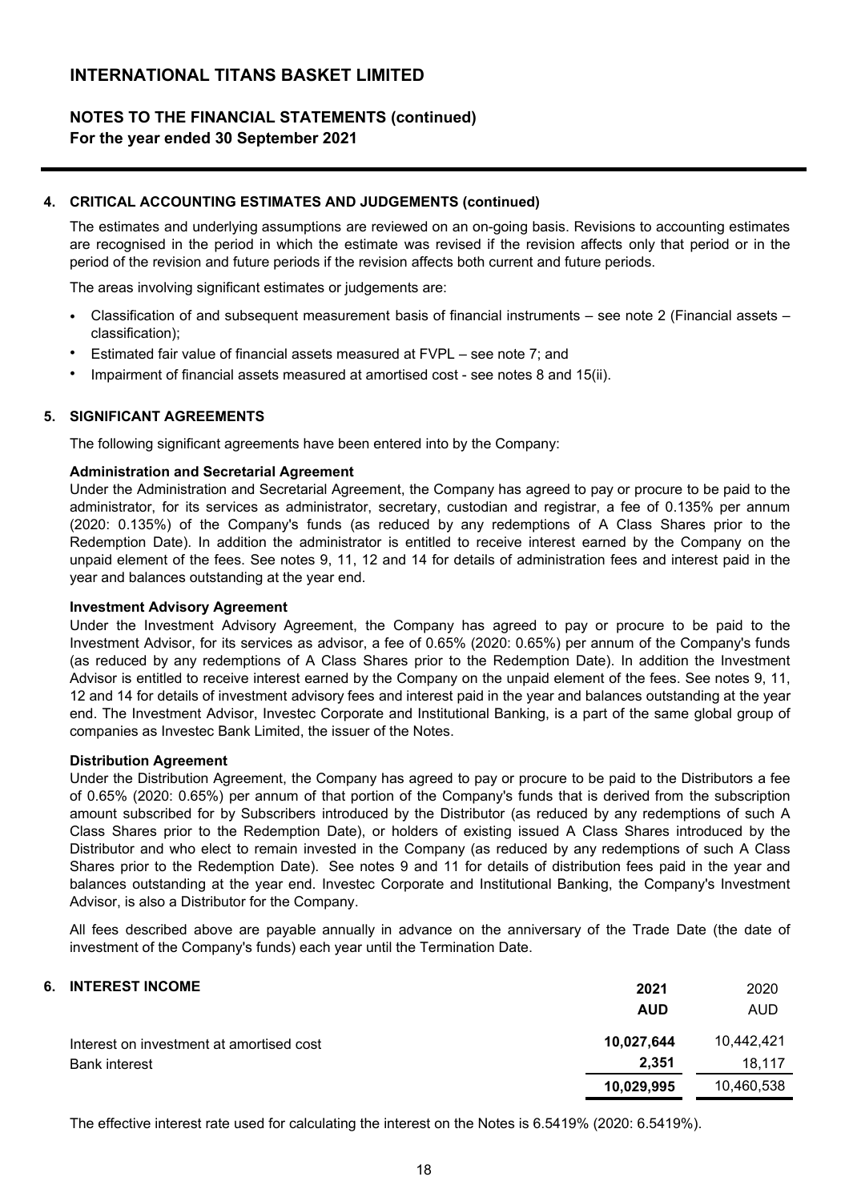# INTERNATIONAL TITANS BASKET LIMITED

## NOTES TO THE FINANCIAL STATEMENTS (continued)
**For the year ended 30 September 2021**

### 4. CRITICAL ACCOUNTING ESTIMATES AND JUDGEMENTS (continued)

The estimates and underlying assumptions are reviewed on an on-going basis. Revisions to accounting estimates are recognised in the period in which the estimate was revised if the revision affects only that period or in the period of the revision and future periods if the revision affects both current and future periods.

The areas involving significant estimates or judgements are:

- Classification of and subsequent measurement basis of financial instruments – see note 2 (Financial assets – classification);
- Estimated fair value of financial assets measured at FVPL – see note 7; and
- Impairment of financial assets measured at amortised cost - see notes 8 and 15(ii).

### 5. SIGNIFICANT AGREEMENTS

The following significant agreements have been entered into by the Company:

**Administration and Secretarial Agreement**
Under the Administration and Secretarial Agreement, the Company has agreed to pay or procure to be paid to the administrator, for its services as administrator, secretary, custodian and registrar, a fee of 0.135% per annum (2020: 0.135%) of the Company's funds (as reduced by any redemptions of A Class Shares prior to the Redemption Date). In addition the administrator is entitled to receive interest earned by the Company on the unpaid element of the fees. See notes 9, 11, 12 and 14 for details of administration fees and interest paid in the year and balances outstanding at the year end.

**Investment Advisory Agreement**
Under the Investment Advisory Agreement, the Company has agreed to pay or procure to be paid to the Investment Advisor, for its services as advisor, a fee of 0.65% (2020: 0.65%) per annum of the Company's funds (as reduced by any redemptions of A Class Shares prior to the Redemption Date). In addition the Investment Advisor is entitled to receive interest earned by the Company on the unpaid element of the fees. See notes 9, 11, 12 and 14 for details of investment advisory fees and interest paid in the year and balances outstanding at the year end. The Investment Advisor, Investec Corporate and Institutional Banking, is a part of the same global group of companies as Investec Bank Limited, the issuer of the Notes.

**Distribution Agreement**
Under the Distribution Agreement, the Company has agreed to pay or procure to be paid to the Distributors a fee of 0.65% (2020: 0.65%) per annum of that portion of the Company's funds that is derived from the subscription amount subscribed for by Subscribers introduced by the Distributor (as reduced by any redemptions of such A Class Shares prior to the Redemption Date), or holders of existing issued A Class Shares introduced by the Distributor and who elect to remain invested in the Company (as reduced by any redemptions of such A Class Shares prior to the Redemption Date). See notes 9 and 11 for details of distribution fees paid in the year and balances outstanding at the year end. Investec Corporate and Institutional Banking, the Company's Investment Advisor, is also a Distributor for the Company.

All fees described above are payable annually in advance on the anniversary of the Trade Date (the date of investment of the Company's funds) each year until the Termination Date.

### 6. INTEREST INCOME

| | **2021** | 2020 |
|---|---|---|
| | **AUD** | AUD |
| Interest on investment at amortised cost | **10,027,644** | 10,442,421 |
| Bank interest | **2,351** | 18,117 |
| | **10,029,995** | 10,460,538 |

The effective interest rate used for calculating the interest on the Notes is 6.5419% (2020: 6.5419%).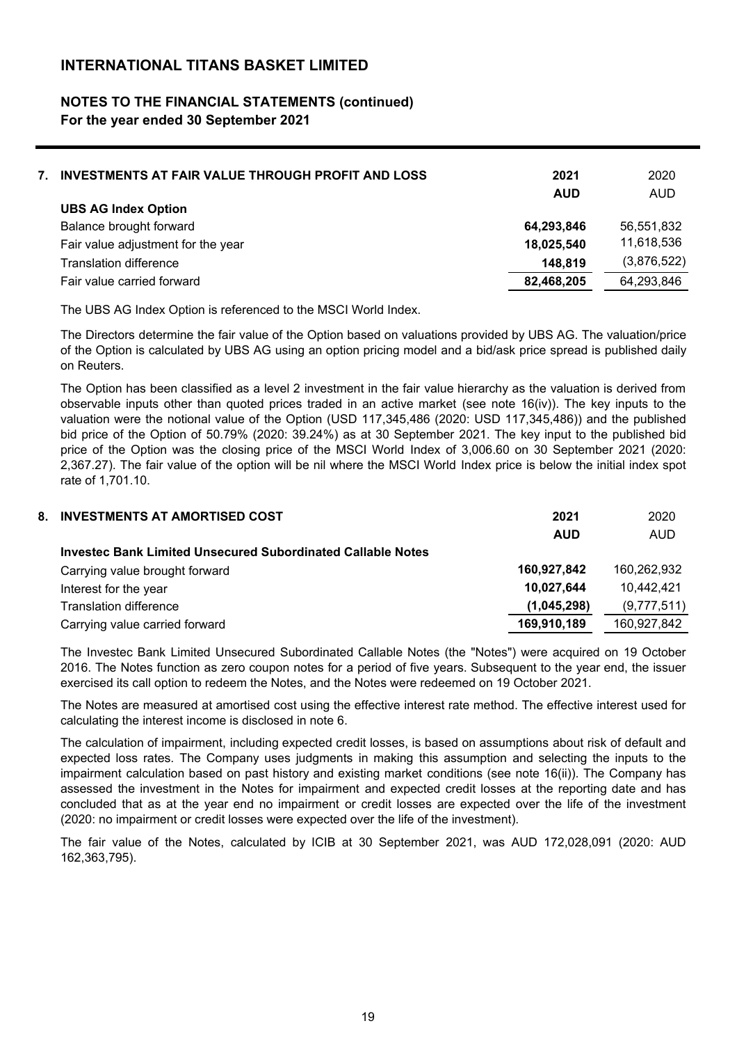# INTERNATIONAL TITANS BASKET LIMITED

## NOTES TO THE FINANCIAL STATEMENTS (continued)
**For the year ended 30 September 2021**

### 7. INVESTMENTS AT FAIR VALUE THROUGH PROFIT AND LOSS

| | 2021 | 2020 |
|---|---|---|
| | **AUD** | AUD |
| **UBS AG Index Option** | | |
| Balance brought forward | **64,293,846** | 56,551,832 |
| Fair value adjustment for the year | **18,025,540** | 11,618,536 |
| Translation difference | **148,819** | (3,876,522) |
| Fair value carried forward | **82,468,205** | 64,293,846 |

The UBS AG Index Option is referenced to the MSCI World Index.

The Directors determine the fair value of the Option based on valuations provided by UBS AG. The valuation/price of the Option is calculated by UBS AG using an option pricing model and a bid/ask price spread is published daily on Reuters.

The Option has been classified as a level 2 investment in the fair value hierarchy as the valuation is derived from observable inputs other than quoted prices traded in an active market (see note 16(iv)). The key inputs to the valuation were the notional value of the Option (USD 117,345,486 (2020: USD 117,345,486)) and the published bid price of the Option of 50.79% (2020: 39.24%) as at 30 September 2021. The key input to the published bid price of the Option was the closing price of the MSCI World Index of 3,006.60 on 30 September 2021 (2020: 2,367.27). The fair value of the option will be nil where the MSCI World Index price is below the initial index spot rate of 1,701.10.

### 8. INVESTMENTS AT AMORTISED COST

| | 2021 | 2020 |
|---|---|---|
| | **AUD** | AUD |
| **Investec Bank Limited Unsecured Subordinated Callable Notes** | | |
| Carrying value brought forward | **160,927,842** | 160,262,932 |
| Interest for the year | **10,027,644** | 10,442,421 |
| Translation difference | **(1,045,298)** | (9,777,511) |
| Carrying value carried forward | **169,910,189** | 160,927,842 |

The Investec Bank Limited Unsecured Subordinated Callable Notes (the "Notes") were acquired on 19 October 2016. The Notes function as zero coupon notes for a period of five years. Subsequent to the year end, the issuer exercised its call option to redeem the Notes, and the Notes were redeemed on 19 October 2021.

The Notes are measured at amortised cost using the effective interest rate method. The effective interest used for calculating the interest income is disclosed in note 6.

The calculation of impairment, including expected credit losses, is based on assumptions about risk of default and expected loss rates. The Company uses judgments in making this assumption and selecting the inputs to the impairment calculation based on past history and existing market conditions (see note 16(ii)). The Company has assessed the investment in the Notes for impairment and expected credit losses at the reporting date and has concluded that as at the year end no impairment or credit losses are expected over the life of the investment (2020: no impairment or credit losses were expected over the life of the investment).

The fair value of the Notes, calculated by ICIB at 30 September 2021, was AUD 172,028,091 (2020: AUD 162,363,795).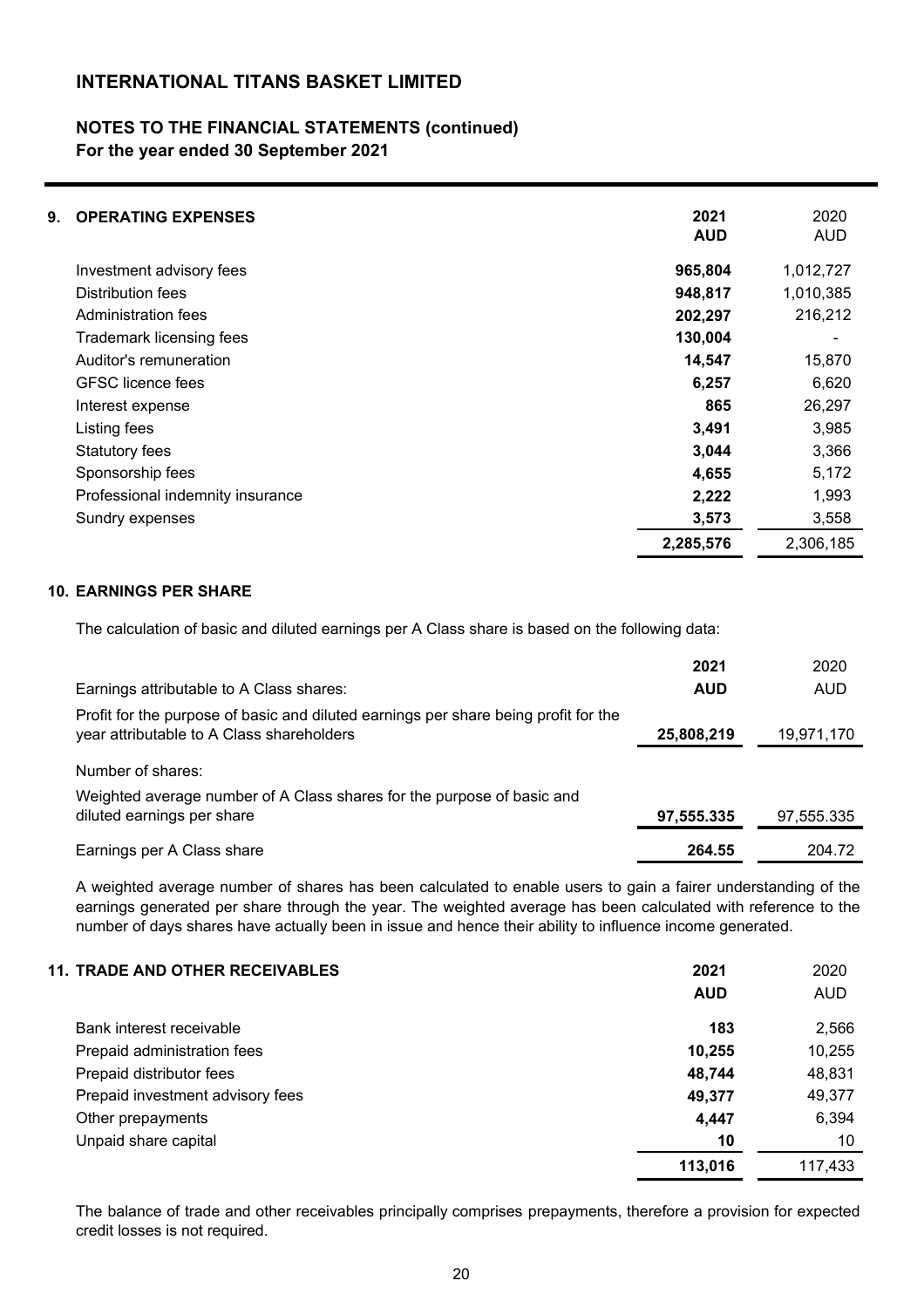# INTERNATIONAL TITANS BASKET LIMITED

## NOTES TO THE FINANCIAL STATEMENTS (continued)
**For the year ended 30 September 2021**

### 9. OPERATING EXPENSES

| | **2021 AUD** | 2020 AUD |
|---|---|---|
| Investment advisory fees | **965,804** | 1,012,727 |
| Distribution fees | **948,817** | 1,010,385 |
| Administration fees | **202,297** | 216,212 |
| Trademark licensing fees | **130,004** | - |
| Auditor's remuneration | **14,547** | 15,870 |
| GFSC licence fees | **6,257** | 6,620 |
| Interest expense | **865** | 26,297 |
| Listing fees | **3,491** | 3,985 |
| Statutory fees | **3,044** | 3,366 |
| Sponsorship fees | **4,655** | 5,172 |
| Professional indemnity insurance | **2,222** | 1,993 |
| Sundry expenses | **3,573** | 3,558 |
| | **2,285,576** | 2,306,185 |

### 10. EARNINGS PER SHARE

The calculation of basic and diluted earnings per A Class share is based on the following data:

| | **2021** | 2020 |
|---|---|---|
| Earnings attributable to A Class shares: | **AUD** | AUD |
| Profit for the purpose of basic and diluted earnings per share being profit for the year attributable to A Class shareholders | **25,808,219** | 19,971,170 |
| Number of shares: | | |
| Weighted average number of A Class shares for the purpose of basic and diluted earnings per share | **97,555.335** | 97,555.335 |
| Earnings per A Class share | **264.55** | 204.72 |

A weighted average number of shares has been calculated to enable users to gain a fairer understanding of the earnings generated per share through the year. The weighted average has been calculated with reference to the number of days shares have actually been in issue and hence their ability to influence income generated.

### 11. TRADE AND OTHER RECEIVABLES

| | **2021 AUD** | 2020 AUD |
|---|---|---|
| Bank interest receivable | **183** | 2,566 |
| Prepaid administration fees | **10,255** | 10,255 |
| Prepaid distributor fees | **48,744** | 48,831 |
| Prepaid investment advisory fees | **49,377** | 49,377 |
| Other prepayments | **4,447** | 6,394 |
| Unpaid share capital | **10** | 10 |
| | **113,016** | 117,433 |

The balance of trade and other receivables principally comprises prepayments, therefore a provision for expected credit losses is not required.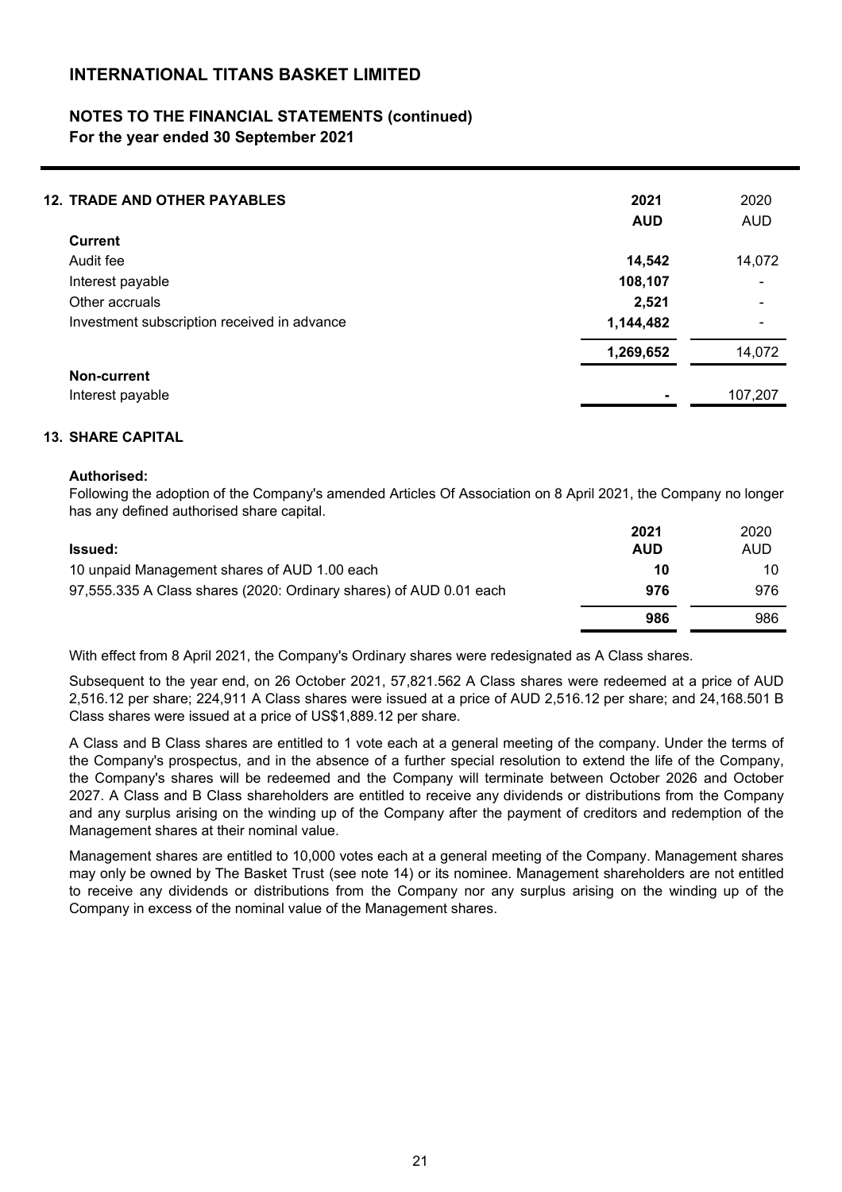# INTERNATIONAL TITANS BASKET LIMITED

## NOTES TO THE FINANCIAL STATEMENTS (continued)
**For the year ended 30 September 2021**

### 12. TRADE AND OTHER PAYABLES

| | **2021** | 2020 |
|---|---|---|
| | **AUD** | AUD |
| **Current** | | |
| Audit fee | **14,542** | 14,072 |
| Interest payable | **108,107** | - |
| Other accruals | **2,521** | - |
| Investment subscription received in advance | **1,144,482** | - |
| | **1,269,652** | 14,072 |
| **Non-current** | | |
| Interest payable | **-** | 107,207 |

### 13. SHARE CAPITAL

**Authorised:**

Following the adoption of the Company's amended Articles Of Association on 8 April 2021, the Company no longer has any defined authorised share capital.

| **Issued:** | **2021** **AUD** | 2020 AUD |
|---|---|---|
| 10 unpaid Management shares of AUD 1.00 each | **10** | 10 |
| 97,555.335 A Class shares (2020: Ordinary shares) of AUD 0.01 each | **976** | 976 |
| | **986** | 986 |

With effect from 8 April 2021, the Company's Ordinary shares were redesignated as A Class shares.

Subsequent to the year end, on 26 October 2021, 57,821.562 A Class shares were redeemed at a price of AUD 2,516.12 per share; 224,911 A Class shares were issued at a price of AUD 2,516.12 per share; and 24,168.501 B Class shares were issued at a price of US$1,889.12 per share.

A Class and B Class shares are entitled to 1 vote each at a general meeting of the company. Under the terms of the Company's prospectus, and in the absence of a further special resolution to extend the life of the Company, the Company's shares will be redeemed and the Company will terminate between October 2026 and October 2027. A Class and B Class shareholders are entitled to receive any dividends or distributions from the Company and any surplus arising on the winding up of the Company after the payment of creditors and redemption of the Management shares at their nominal value.

Management shares are entitled to 10,000 votes each at a general meeting of the Company. Management shares may only be owned by The Basket Trust (see note 14) or its nominee. Management shareholders are not entitled to receive any dividends or distributions from the Company nor any surplus arising on the winding up of the Company in excess of the nominal value of the Management shares.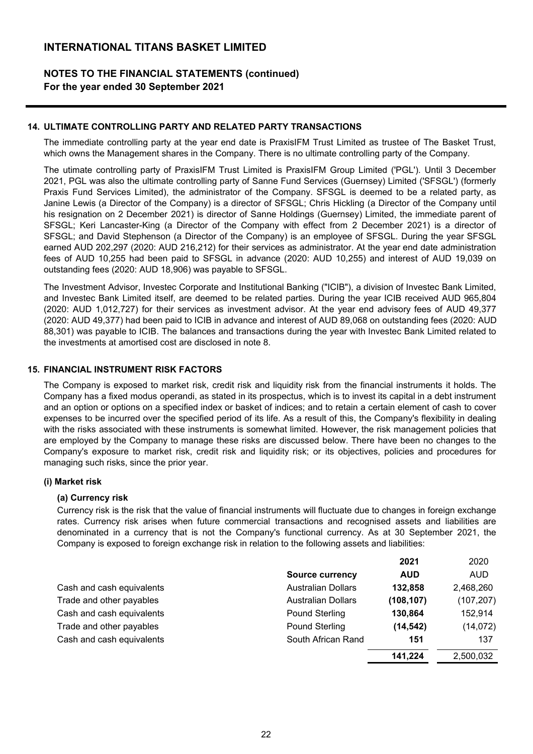# INTERNATIONAL TITANS BASKET LIMITED

## NOTES TO THE FINANCIAL STATEMENTS (continued)
**For the year ended 30 September 2021**

### 14. ULTIMATE CONTROLLING PARTY AND RELATED PARTY TRANSACTIONS

The immediate controlling party at the year end date is PraxisIFM Trust Limited as trustee of The Basket Trust, which owns the Management shares in the Company. There is no ultimate controlling party of the Company.

The utimate controlling party of PraxisIFM Trust Limited is PraxisIFM Group Limited ('PGL'). Until 3 December 2021, PGL was also the ultimate controlling party of Sanne Fund Services (Guernsey) Limited ('SFSGL') (formerly Praxis Fund Services Limited), the administrator of the Company. SFSGL is deemed to be a related party, as Janine Lewis (a Director of the Company) is a director of SFSGL; Chris Hickling (a Director of the Company until his resignation on 2 December 2021) is director of Sanne Holdings (Guernsey) Limited, the immediate parent of SFSGL; Keri Lancaster-King (a Director of the Company with effect from 2 December 2021) is a director of SFSGL; and David Stephenson (a Director of the Company) is an employee of SFSGL. During the year SFSGL earned AUD 202,297 (2020: AUD 216,212) for their services as administrator. At the year end date administration fees of AUD 10,255 had been paid to SFSGL in advance (2020: AUD 10,255) and interest of AUD 19,039 on outstanding fees (2020: AUD 18,906) was payable to SFSGL.

The Investment Advisor, Investec Corporate and Institutional Banking ("ICIB"), a division of Investec Bank Limited, and Investec Bank Limited itself, are deemed to be related parties. During the year ICIB received AUD 965,804 (2020: AUD 1,012,727) for their services as investment advisor. At the year end advisory fees of AUD 49,377 (2020: AUD 49,377) had been paid to ICIB in advance and interest of AUD 89,068 on outstanding fees (2020: AUD 88,301) was payable to ICIB. The balances and transactions during the year with Investec Bank Limited related to the investments at amortised cost are disclosed in note 8.

### 15. FINANCIAL INSTRUMENT RISK FACTORS

The Company is exposed to market risk, credit risk and liquidity risk from the financial instruments it holds. The Company has a fixed modus operandi, as stated in its prospectus, which is to invest its capital in a debt instrument and an option or options on a specified index or basket of indices; and to retain a certain element of cash to cover expenses to be incurred over the specified period of its life. As a result of this, the Company's flexibility in dealing with the risks associated with these instruments is somewhat limited. However, the risk management policies that are employed by the Company to manage these risks are discussed below. There have been no changes to the Company's exposure to market risk, credit risk and liquidity risk; or its objectives, policies and procedures for managing such risks, since the prior year.

#### (i) Market risk

**(a) Currency risk**

Currency risk is the risk that the value of financial instruments will fluctuate due to changes in foreign exchange rates. Currency risk arises when future commercial transactions and recognised assets and liabilities are denominated in a currency that is not the Company's functional currency. As at 30 September 2021, the Company is exposed to foreign exchange risk in relation to the following assets and liabilities:

| | Source currency | 2021 AUD | 2020 AUD |
|---|---|---|---|
| Cash and cash equivalents | Australian Dollars | **132,858** | 2,468,260 |
| Trade and other payables | Australian Dollars | **(108,107)** | (107,207) |
| Cash and cash equivalents | Pound Sterling | **130,864** | 152,914 |
| Trade and other payables | Pound Sterling | **(14,542)** | (14,072) |
| Cash and cash equivalents | South African Rand | **151** | 137 |
| | | **141,224** | 2,500,032 |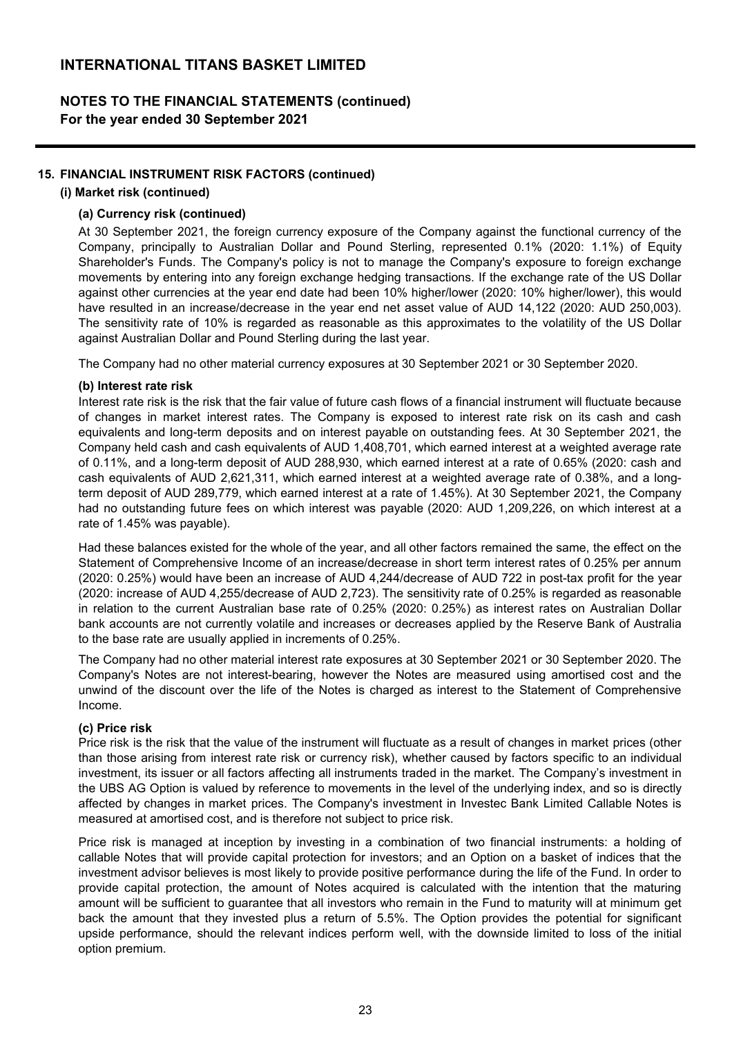## 15. FINANCIAL INSTRUMENT RISK FACTORS (continued)

### (i) Market risk (continued)

#### (a) Currency risk (continued)

At 30 September 2021, the foreign currency exposure of the Company against the functional currency of the Company, principally to Australian Dollar and Pound Sterling, represented 0.1% (2020: 1.1%) of Equity Shareholder's Funds. The Company's policy is not to manage the Company's exposure to foreign exchange movements by entering into any foreign exchange hedging transactions. If the exchange rate of the US Dollar against other currencies at the year end date had been 10% higher/lower (2020: 10% higher/lower), this would have resulted in an increase/decrease in the year end net asset value of AUD 14,122 (2020: AUD 250,003). The sensitivity rate of 10% is regarded as reasonable as this approximates to the volatility of the US Dollar against Australian Dollar and Pound Sterling during the last year.

The Company had no other material currency exposures at 30 September 2021 or 30 September 2020.

#### (b) Interest rate risk

Interest rate risk is the risk that the fair value of future cash flows of a financial instrument will fluctuate because of changes in market interest rates. The Company is exposed to interest rate risk on its cash and cash equivalents and long-term deposits and on interest payable on outstanding fees. At 30 September 2021, the Company held cash and cash equivalents of AUD 1,408,701, which earned interest at a weighted average rate of 0.11%, and a long-term deposit of AUD 288,930, which earned interest at a rate of 0.65% (2020: cash and cash equivalents of AUD 2,621,311, which earned interest at a weighted average rate of 0.38%, and a long-term deposit of AUD 289,779, which earned interest at a rate of 1.45%). At 30 September 2021, the Company had no outstanding future fees on which interest was payable (2020: AUD 1,209,226, on which interest at a rate of 1.45% was payable).

Had these balances existed for the whole of the year, and all other factors remained the same, the effect on the Statement of Comprehensive Income of an increase/decrease in short term interest rates of 0.25% per annum (2020: 0.25%) would have been an increase of AUD 4,244/decrease of AUD 722 in post-tax profit for the year (2020: increase of AUD 4,255/decrease of AUD 2,723). The sensitivity rate of 0.25% is regarded as reasonable in relation to the current Australian base rate of 0.25% (2020: 0.25%) as interest rates on Australian Dollar bank accounts are not currently volatile and increases or decreases applied by the Reserve Bank of Australia to the base rate are usually applied in increments of 0.25%.

The Company had no other material interest rate exposures at 30 September 2021 or 30 September 2020. The Company's Notes are not interest-bearing, however the Notes are measured using amortised cost and the unwind of the discount over the life of the Notes is charged as interest to the Statement of Comprehensive Income.

#### (c) Price risk

Price risk is the risk that the value of the instrument will fluctuate as a result of changes in market prices (other than those arising from interest rate risk or currency risk), whether caused by factors specific to an individual investment, its issuer or all factors affecting all instruments traded in the market. The Company's investment in the UBS AG Option is valued by reference to movements in the level of the underlying index, and so is directly affected by changes in market prices. The Company's investment in Investec Bank Limited Callable Notes is measured at amortised cost, and is therefore not subject to price risk.

Price risk is managed at inception by investing in a combination of two financial instruments: a holding of callable Notes that will provide capital protection for investors; and an Option on a basket of indices that the investment advisor believes is most likely to provide positive performance during the life of the Fund. In order to provide capital protection, the amount of Notes acquired is calculated with the intention that the maturing amount will be sufficient to guarantee that all investors who remain in the Fund to maturity will at minimum get back the amount that they invested plus a return of 5.5%. The Option provides the potential for significant upside performance, should the relevant indices perform well, with the downside limited to loss of the initial option premium.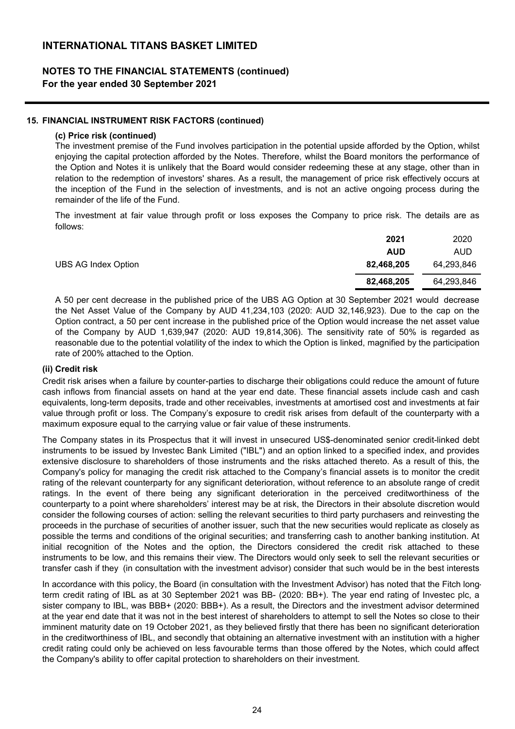## 15. FINANCIAL INSTRUMENT RISK FACTORS (continued)

### (c) Price risk (continued)

The investment premise of the Fund involves participation in the potential upside afforded by the Option, whilst enjoying the capital protection afforded by the Notes. Therefore, whilst the Board monitors the performance of the Option and Notes it is unlikely that the Board would consider redeeming these at any stage, other than in relation to the redemption of investors' shares. As a result, the management of price risk effectively occurs at the inception of the Fund in the selection of investments, and is not an active ongoing process during the remainder of the life of the Fund.

The investment at fair value through profit or loss exposes the Company to price risk. The details are as follows:

| | **2021** | 2020 |
|---|---|---|
| | **AUD** | AUD |
| UBS AG Index Option | **82,468,205** | 64,293,846 |
| | **82,468,205** | 64,293,846 |

A 50 per cent decrease in the published price of the UBS AG Option at 30 September 2021 would decrease the Net Asset Value of the Company by AUD 41,234,103 (2020: AUD 32,146,923). Due to the cap on the Option contract, a 50 per cent increase in the published price of the Option would increase the net asset value of the Company by AUD 1,639,947 (2020: AUD 19,814,306). The sensitivity rate of 50% is regarded as reasonable due to the potential volatility of the index to which the Option is linked, magnified by the participation rate of 200% attached to the Option.

### (ii) Credit risk

Credit risk arises when a failure by counter-parties to discharge their obligations could reduce the amount of future cash inflows from financial assets on hand at the year end date. These financial assets include cash and cash equivalents, long-term deposits, trade and other receivables, investments at amortised cost and investments at fair value through profit or loss. The Company's exposure to credit risk arises from default of the counterparty with a maximum exposure equal to the carrying value or fair value of these instruments.

The Company states in its Prospectus that it will invest in unsecured US$-denominated senior credit-linked debt instruments to be issued by Investec Bank Limited ("IBL") and an option linked to a specified index, and provides extensive disclosure to shareholders of those instruments and the risks attached thereto. As a result of this, the Company's policy for managing the credit risk attached to the Company's financial assets is to monitor the credit rating of the relevant counterparty for any significant deterioration, without reference to an absolute range of credit ratings. In the event of there being any significant deterioration in the perceived creditworthiness of the counterparty to a point where shareholders' interest may be at risk, the Directors in their absolute discretion would consider the following courses of action: selling the relevant securities to third party purchasers and reinvesting the proceeds in the purchase of securities of another issuer, such that the new securities would replicate as closely as possible the terms and conditions of the original securities; and transferring cash to another banking institution. At initial recognition of the Notes and the option, the Directors considered the credit risk attached to these instruments to be low, and this remains their view. The Directors would only seek to sell the relevant securities or transfer cash if they (in consultation with the investment advisor) consider that such would be in the best interests

In accordance with this policy, the Board (in consultation with the Investment Advisor) has noted that the Fitch long-term credit rating of IBL as at 30 September 2021 was BB- (2020: BB+). The year end rating of Investec plc, a sister company to IBL, was BBB+ (2020: BBB+). As a result, the Directors and the investment advisor determined at the year end date that it was not in the best interest of shareholders to attempt to sell the Notes so close to their imminent maturity date on 19 October 2021, as they believed firstly that there has been no significant deterioration in the creditworthiness of IBL, and secondly that obtaining an alternative investment with an institution with a higher credit rating could only be achieved on less favourable terms than those offered by the Notes, which could affect the Company's ability to offer capital protection to shareholders on their investment.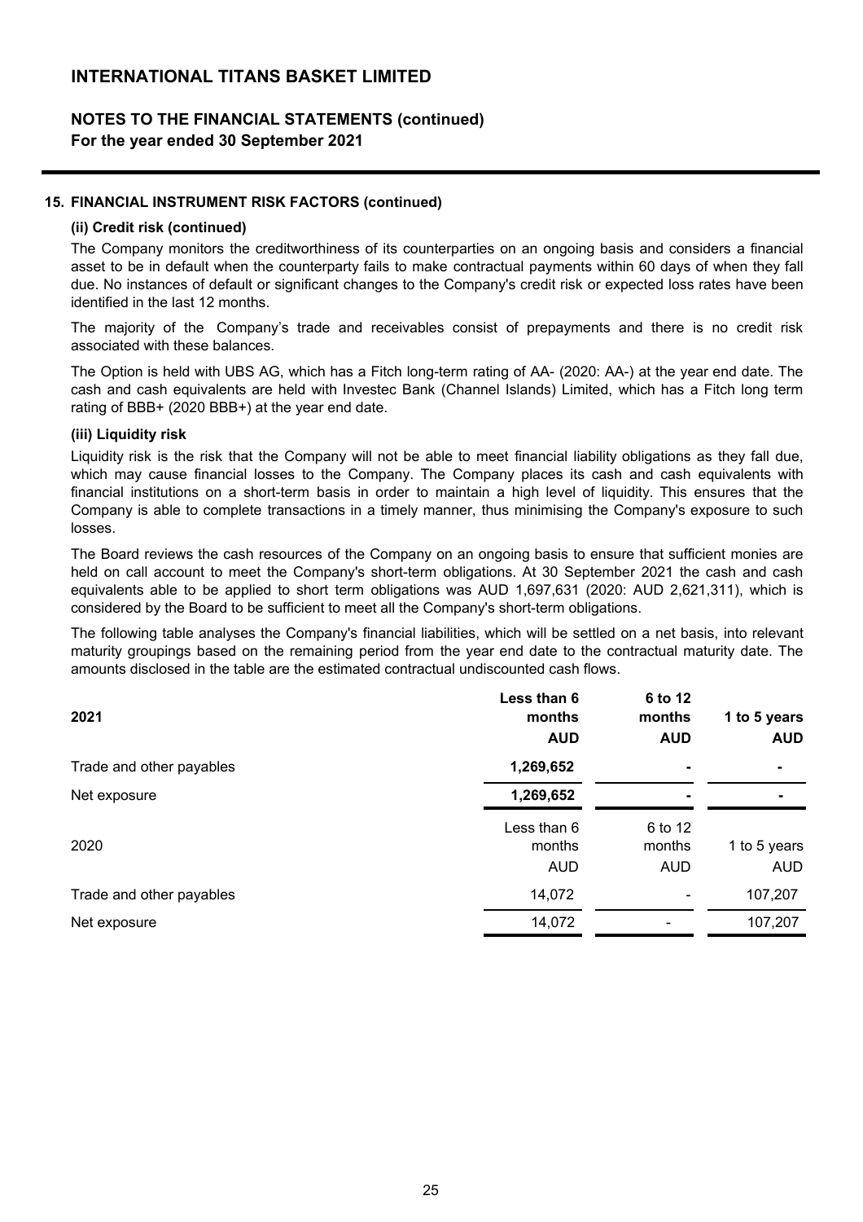# INTERNATIONAL TITANS BASKET LIMITED

## NOTES TO THE FINANCIAL STATEMENTS (continued)
**For the year ended 30 September 2021**

### 15. FINANCIAL INSTRUMENT RISK FACTORS (continued)

#### (ii) Credit risk (continued)

The Company monitors the creditworthiness of its counterparties on an ongoing basis and considers a financial asset to be in default when the counterparty fails to make contractual payments within 60 days of when they fall due. No instances of default or significant changes to the Company's credit risk or expected loss rates have been identified in the last 12 months.

The majority of the Company's trade and receivables consist of prepayments and there is no credit risk associated with these balances.

The Option is held with UBS AG, which has a Fitch long-term rating of AA- (2020: AA-) at the year end date. The cash and cash equivalents are held with Investec Bank (Channel Islands) Limited, which has a Fitch long term rating of BBB+ (2020 BBB+) at the year end date.

#### (iii) Liquidity risk

Liquidity risk is the risk that the Company will not be able to meet financial liability obligations as they fall due, which may cause financial losses to the Company. The Company places its cash and cash equivalents with financial institutions on a short-term basis in order to maintain a high level of liquidity. This ensures that the Company is able to complete transactions in a timely manner, thus minimising the Company's exposure to such losses.

The Board reviews the cash resources of the Company on an ongoing basis to ensure that sufficient monies are held on call account to meet the Company's short-term obligations. At 30 September 2021 the cash and cash equivalents able to be applied to short term obligations was AUD 1,697,631 (2020: AUD 2,621,311), which is considered by the Board to be sufficient to meet all the Company's short-term obligations.

The following table analyses the Company's financial liabilities, which will be settled on a net basis, into relevant maturity groupings based on the remaining period from the year end date to the contractual maturity date. The amounts disclosed in the table are the estimated contractual undiscounted cash flows.

| **2021** | **Less than 6 months AUD** | **6 to 12 months AUD** | **1 to 5 years AUD** |
|---|---|---|---|
| Trade and other payables | **1,269,652** | **-** | **-** |
| Net exposure | **1,269,652** | **-** | **-** |

| 2020 | Less than 6 months AUD | 6 to 12 months AUD | 1 to 5 years AUD |
|---|---|---|---|
| Trade and other payables | 14,072 | - | 107,207 |
| Net exposure | 14,072 | - | 107,207 |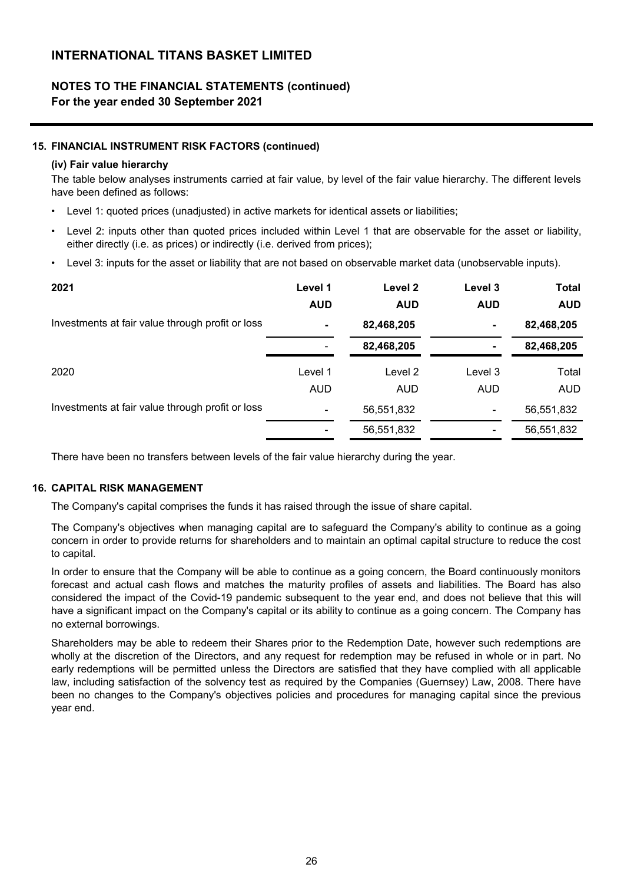# INTERNATIONAL TITANS BASKET LIMITED

## NOTES TO THE FINANCIAL STATEMENTS (continued)
**For the year ended 30 September 2021**

### 15. FINANCIAL INSTRUMENT RISK FACTORS (continued)

**(iv) Fair value hierarchy**

The table below analyses instruments carried at fair value, by level of the fair value hierarchy. The different levels have been defined as follows:

- Level 1: quoted prices (unadjusted) in active markets for identical assets or liabilities;
- Level 2: inputs other than quoted prices included within Level 1 that are observable for the asset or liability, either directly (i.e. as prices) or indirectly (i.e. derived from prices);
- Level 3: inputs for the asset or liability that are not based on observable market data (unobservable inputs).

| **2021** | **Level 1** | **Level 2** | **Level 3** | **Total** |
|---|---|---|---|---|
| | **AUD** | **AUD** | **AUD** | **AUD** |
| Investments at fair value through profit or loss | **-** | **82,468,205** | **-** | **82,468,205** |
| | - | **82,468,205** | **-** | **82,468,205** |

| 2020 | Level 1 | Level 2 | Level 3 | Total |
|---|---|---|---|---|
| | AUD | AUD | AUD | AUD |
| Investments at fair value through profit or loss | - | 56,551,832 | - | 56,551,832 |
| | - | 56,551,832 | - | 56,551,832 |

There have been no transfers between levels of the fair value hierarchy during the year.

### 16. CAPITAL RISK MANAGEMENT

The Company's capital comprises the funds it has raised through the issue of share capital.

The Company's objectives when managing capital are to safeguard the Company's ability to continue as a going concern in order to provide returns for shareholders and to maintain an optimal capital structure to reduce the cost to capital.

In order to ensure that the Company will be able to continue as a going concern, the Board continuously monitors forecast and actual cash flows and matches the maturity profiles of assets and liabilities. The Board has also considered the impact of the Covid-19 pandemic subsequent to the year end, and does not believe that this will have a significant impact on the Company's capital or its ability to continue as a going concern. The Company has no external borrowings.

Shareholders may be able to redeem their Shares prior to the Redemption Date, however such redemptions are wholly at the discretion of the Directors, and any request for redemption may be refused in whole or in part. No early redemptions will be permitted unless the Directors are satisfied that they have complied with all applicable law, including satisfaction of the solvency test as required by the Companies (Guernsey) Law, 2008. There have been no changes to the Company's objectives policies and procedures for managing capital since the previous year end.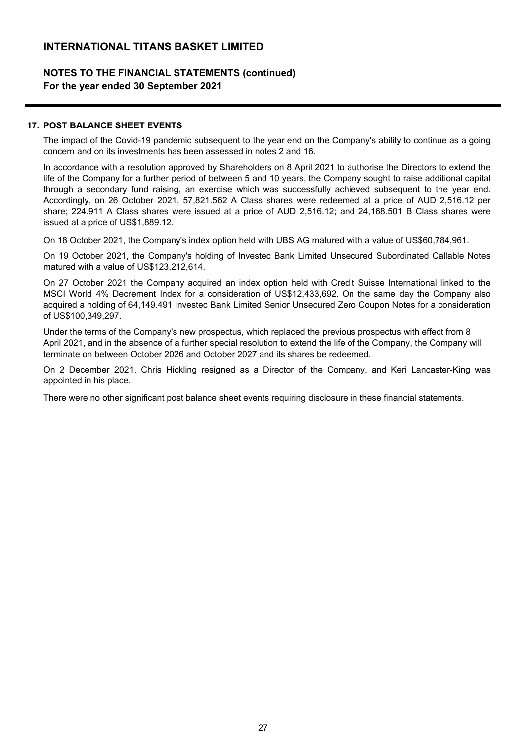# INTERNATIONAL TITANS BASKET LIMITED

## NOTES TO THE FINANCIAL STATEMENTS (continued)
**For the year ended 30 September 2021**

### 17. POST BALANCE SHEET EVENTS

The impact of the Covid-19 pandemic subsequent to the year end on the Company's ability to continue as a going concern and on its investments has been assessed in notes 2 and 16.

In accordance with a resolution approved by Shareholders on 8 April 2021 to authorise the Directors to extend the life of the Company for a further period of between 5 and 10 years, the Company sought to raise additional capital through a secondary fund raising, an exercise which was successfully achieved subsequent to the year end. Accordingly, on 26 October 2021, 57,821.562 A Class shares were redeemed at a price of AUD 2,516.12 per share; 224.911 A Class shares were issued at a price of AUD 2,516.12; and 24,168.501 B Class shares were issued at a price of US$1,889.12.

On 18 October 2021, the Company's index option held with UBS AG matured with a value of US$60,784,961.

On 19 October 2021, the Company's holding of Investec Bank Limited Unsecured Subordinated Callable Notes matured with a value of US$123,212,614.

On 27 October 2021 the Company acquired an index option held with Credit Suisse International linked to the MSCI World 4% Decrement Index for a consideration of US$12,433,692. On the same day the Company also acquired a holding of 64,149.491 Investec Bank Limited Senior Unsecured Zero Coupon Notes for a consideration of US$100,349,297.

Under the terms of the Company's new prospectus, which replaced the previous prospectus with effect from 8 April 2021, and in the absence of a further special resolution to extend the life of the Company, the Company will terminate on between October 2026 and October 2027 and its shares be redeemed.

On 2 December 2021, Chris Hickling resigned as a Director of the Company, and Keri Lancaster-King was appointed in his place.

There were no other significant post balance sheet events requiring disclosure in these financial statements.